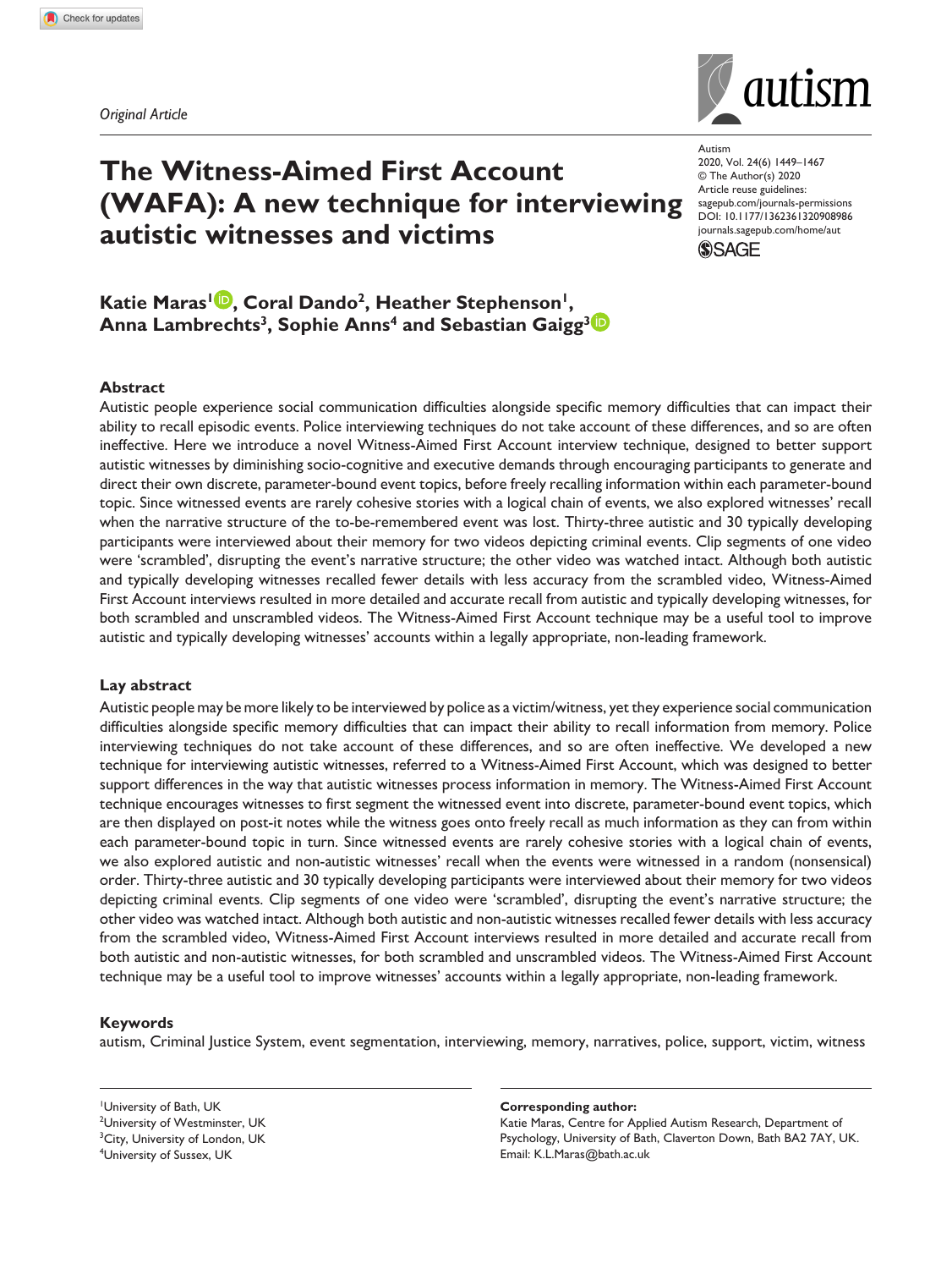*Original Article*

# The Witness-Aimed First Account (WAFA): A new technique for interviewing autistic witnesses and victims

Autism
2020, Vol. 24(6) 1449–1467
© The Author(s) 2020
Article reuse guidelines:
sagepub.com/journals-permissions
DOI: 10.1177/1362361320908986
journals.sagepub.com/home/aut

**Katie Maras[1], Coral Dando[2], Heather Stephenson[1], Anna Lambrechts[3], Sophie Anns[4] and Sebastian Gaigg[3]**

## Abstract

Autistic people experience social communication difficulties alongside specific memory difficulties that can impact their ability to recall episodic events. Police interviewing techniques do not take account of these differences, and so are often ineffective. Here we introduce a novel Witness-Aimed First Account interview technique, designed to better support autistic witnesses by diminishing socio-cognitive and executive demands through encouraging participants to generate and direct their own discrete, parameter-bound event topics, before freely recalling information within each parameter-bound topic. Since witnessed events are rarely cohesive stories with a logical chain of events, we also explored witnesses' recall when the narrative structure of the to-be-remembered event was lost. Thirty-three autistic and 30 typically developing participants were interviewed about their memory for two videos depicting criminal events. Clip segments of one video were 'scrambled', disrupting the event's narrative structure; the other video was watched intact. Although both autistic and typically developing witnesses recalled fewer details with less accuracy from the scrambled video, Witness-Aimed First Account interviews resulted in more detailed and accurate recall from autistic and typically developing witnesses, for both scrambled and unscrambled videos. The Witness-Aimed First Account technique may be a useful tool to improve autistic and typically developing witnesses' accounts within a legally appropriate, non-leading framework.

## Lay abstract

Autistic people may be more likely to be interviewed by police as a victim/witness, yet they experience social communication difficulties alongside specific memory difficulties that can impact their ability to recall information from memory. Police interviewing techniques do not take account of these differences, and so are often ineffective. We developed a new technique for interviewing autistic witnesses, referred to a Witness-Aimed First Account, which was designed to better support differences in the way that autistic witnesses process information in memory. The Witness-Aimed First Account technique encourages witnesses to first segment the witnessed event into discrete, parameter-bound event topics, which are then displayed on post-it notes while the witness goes onto freely recall as much information as they can from within each parameter-bound topic in turn. Since witnessed events are rarely cohesive stories with a logical chain of events, we also explored autistic and non-autistic witnesses' recall when the events were witnessed in a random (nonsensical) order. Thirty-three autistic and 30 typically developing participants were interviewed about their memory for two videos depicting criminal events. Clip segments of one video were 'scrambled', disrupting the event's narrative structure; the other video was watched intact. Although both autistic and non-autistic witnesses recalled fewer details with less accuracy from the scrambled video, Witness-Aimed First Account interviews resulted in more detailed and accurate recall from both autistic and non-autistic witnesses, for both scrambled and unscrambled videos. The Witness-Aimed First Account technique may be a useful tool to improve witnesses' accounts within a legally appropriate, non-leading framework.

## Keywords

autism, Criminal Justice System, event segmentation, interviewing, memory, narratives, police, support, victim, witness

[1]University of Bath, UK
[2]University of Westminster, UK
[3]City, University of London, UK
[4]University of Sussex, UK

**Corresponding author:**
Katie Maras, Centre for Applied Autism Research, Department of Psychology, University of Bath, Claverton Down, Bath BA2 7AY, UK.
Email: K.L.Maras@bath.ac.uk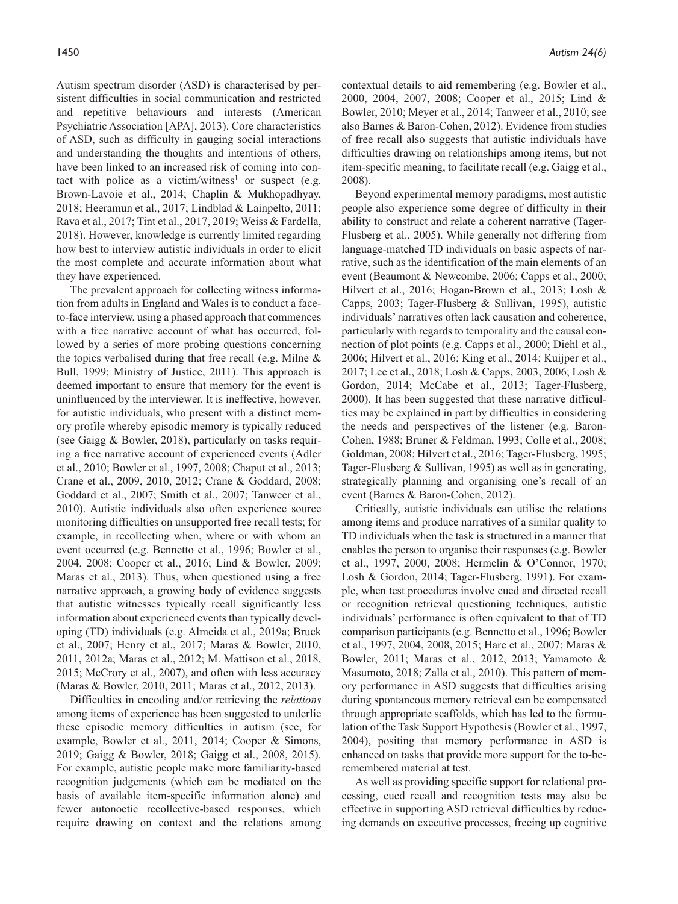Autism spectrum disorder (ASD) is characterised by persistent difficulties in social communication and restricted and repetitive behaviours and interests (American Psychiatric Association [APA], 2013). Core characteristics of ASD, such as difficulty in gauging social interactions and understanding the thoughts and intentions of others, have been linked to an increased risk of coming into contact with police as a victim/witness[1] or suspect (e.g. Brown-Lavoie et al., 2014; Chaplin & Mukhopadhyay, 2018; Heeramun et al., 2017; Lindblad & Lainpelto, 2011; Rava et al., 2017; Tint et al., 2017, 2019; Weiss & Fardella, 2018). However, knowledge is currently limited regarding how best to interview autistic individuals in order to elicit the most complete and accurate information about what they have experienced.

The prevalent approach for collecting witness information from adults in England and Wales is to conduct a face-to-face interview, using a phased approach that commences with a free narrative account of what has occurred, followed by a series of more probing questions concerning the topics verbalised during that free recall (e.g. Milne & Bull, 1999; Ministry of Justice, 2011). This approach is deemed important to ensure that memory for the event is uninfluenced by the interviewer. It is ineffective, however, for autistic individuals, who present with a distinct memory profile whereby episodic memory is typically reduced (see Gaigg & Bowler, 2018), particularly on tasks requiring a free narrative account of experienced events (Adler et al., 2010; Bowler et al., 1997, 2008; Chaput et al., 2013; Crane et al., 2009, 2010, 2012; Crane & Goddard, 2008; Goddard et al., 2007; Smith et al., 2007; Tanweer et al., 2010). Autistic individuals also often experience source monitoring difficulties on unsupported free recall tests; for example, in recollecting when, where or with whom an event occurred (e.g. Bennetto et al., 1996; Bowler et al., 2004, 2008; Cooper et al., 2016; Lind & Bowler, 2009; Maras et al., 2013). Thus, when questioned using a free narrative approach, a growing body of evidence suggests that autistic witnesses typically recall significantly less information about experienced events than typically developing (TD) individuals (e.g. Almeida et al., 2019a; Bruck et al., 2007; Henry et al., 2017; Maras & Bowler, 2010, 2011, 2012a; Maras et al., 2012; M. Mattison et al., 2018, 2015; McCrory et al., 2007), and often with less accuracy (Maras & Bowler, 2010, 2011; Maras et al., 2012, 2013).

Difficulties in encoding and/or retrieving the *relations* among items of experience has been suggested to underlie these episodic memory difficulties in autism (see, for example, Bowler et al., 2011, 2014; Cooper & Simons, 2019; Gaigg & Bowler, 2018; Gaigg et al., 2008, 2015). For example, autistic people make more familiarity-based recognition judgements (which can be mediated on the basis of available item-specific information alone) and fewer autonoetic recollective-based responses, which require drawing on context and the relations among contextual details to aid remembering (e.g. Bowler et al., 2000, 2004, 2007, 2008; Cooper et al., 2015; Lind & Bowler, 2010; Meyer et al., 2014; Tanweer et al., 2010; see also Barnes & Baron-Cohen, 2012). Evidence from studies of free recall also suggests that autistic individuals have difficulties drawing on relationships among items, but not item-specific meaning, to facilitate recall (e.g. Gaigg et al., 2008).

Beyond experimental memory paradigms, most autistic people also experience some degree of difficulty in their ability to construct and relate a coherent narrative (Tager-Flusberg et al., 2005). While generally not differing from language-matched TD individuals on basic aspects of narrative, such as the identification of the main elements of an event (Beaumont & Newcombe, 2006; Capps et al., 2000; Hilvert et al., 2016; Hogan-Brown et al., 2013; Losh & Capps, 2003; Tager-Flusberg & Sullivan, 1995), autistic individuals' narratives often lack causation and coherence, particularly with regards to temporality and the causal connection of plot points (e.g. Capps et al., 2000; Diehl et al., 2006; Hilvert et al., 2016; King et al., 2014; Kuijper et al., 2017; Lee et al., 2018; Losh & Capps, 2003, 2006; Losh & Gordon, 2014; McCabe et al., 2013; Tager-Flusberg, 2000). It has been suggested that these narrative difficulties may be explained in part by difficulties in considering the needs and perspectives of the listener (e.g. Baron-Cohen, 1988; Bruner & Feldman, 1993; Colle et al., 2008; Goldman, 2008; Hilvert et al., 2016; Tager-Flusberg, 1995; Tager-Flusberg & Sullivan, 1995) as well as in generating, strategically planning and organising one's recall of an event (Barnes & Baron-Cohen, 2012).

Critically, autistic individuals can utilise the relations among items and produce narratives of a similar quality to TD individuals when the task is structured in a manner that enables the person to organise their responses (e.g. Bowler et al., 1997, 2000, 2008; Hermelin & O'Connor, 1970; Losh & Gordon, 2014; Tager-Flusberg, 1991). For example, when test procedures involve cued and directed recall or recognition retrieval questioning techniques, autistic individuals' performance is often equivalent to that of TD comparison participants (e.g. Bennetto et al., 1996; Bowler et al., 1997, 2004, 2008, 2015; Hare et al., 2007; Maras & Bowler, 2011; Maras et al., 2012, 2013; Yamamoto & Masumoto, 2018; Zalla et al., 2010). This pattern of memory performance in ASD suggests that difficulties arising during spontaneous memory retrieval can be compensated through appropriate scaffolds, which has led to the formulation of the Task Support Hypothesis (Bowler et al., 1997, 2004), positing that memory performance in ASD is enhanced on tasks that provide more support for the to-be-remembered material at test.

As well as providing specific support for relational processing, cued recall and recognition tests may also be effective in supporting ASD retrieval difficulties by reducing demands on executive processes, freeing up cognitive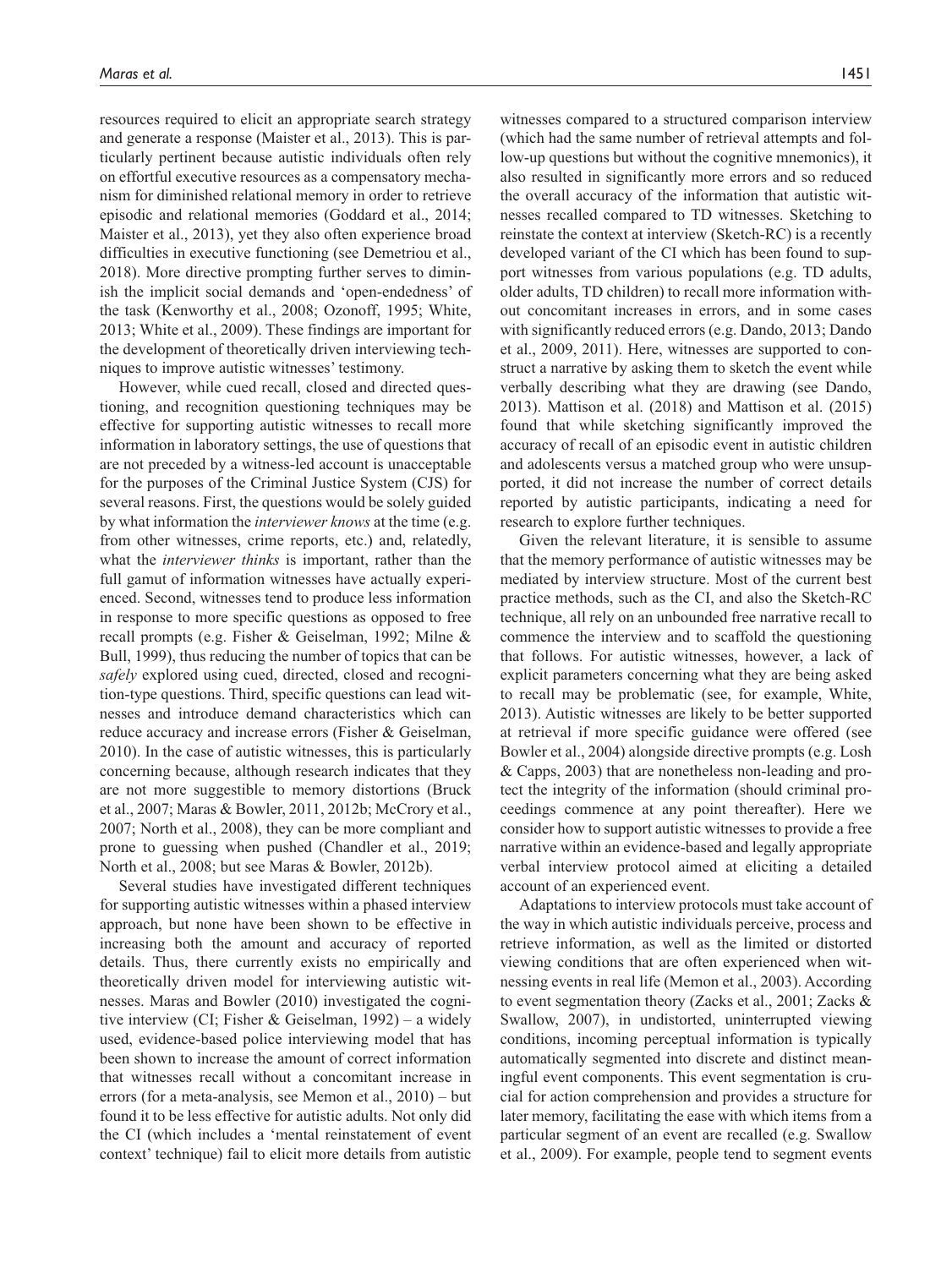resources required to elicit an appropriate search strategy and generate a response (Maister et al., 2013). This is particularly pertinent because autistic individuals often rely on effortful executive resources as a compensatory mechanism for diminished relational memory in order to retrieve episodic and relational memories (Goddard et al., 2014; Maister et al., 2013), yet they also often experience broad difficulties in executive functioning (see Demetriou et al., 2018). More directive prompting further serves to diminish the implicit social demands and 'open-endedness' of the task (Kenworthy et al., 2008; Ozonoff, 1995; White, 2013; White et al., 2009). These findings are important for the development of theoretically driven interviewing techniques to improve autistic witnesses' testimony.

However, while cued recall, closed and directed questioning, and recognition questioning techniques may be effective for supporting autistic witnesses to recall more information in laboratory settings, the use of questions that are not preceded by a witness-led account is unacceptable for the purposes of the Criminal Justice System (CJS) for several reasons. First, the questions would be solely guided by what information the *interviewer knows* at the time (e.g. from other witnesses, crime reports, etc.) and, relatedly, what the *interviewer thinks* is important, rather than the full gamut of information witnesses have actually experienced. Second, witnesses tend to produce less information in response to more specific questions as opposed to free recall prompts (e.g. Fisher & Geiselman, 1992; Milne & Bull, 1999), thus reducing the number of topics that can be *safely* explored using cued, directed, closed and recognition-type questions. Third, specific questions can lead witnesses and introduce demand characteristics which can reduce accuracy and increase errors (Fisher & Geiselman, 2010). In the case of autistic witnesses, this is particularly concerning because, although research indicates that they are not more suggestible to memory distortions (Bruck et al., 2007; Maras & Bowler, 2011, 2012b; McCrory et al., 2007; North et al., 2008), they can be more compliant and prone to guessing when pushed (Chandler et al., 2019; North et al., 2008; but see Maras & Bowler, 2012b).

Several studies have investigated different techniques for supporting autistic witnesses within a phased interview approach, but none have been shown to be effective in increasing both the amount and accuracy of reported details. Thus, there currently exists no empirically and theoretically driven model for interviewing autistic witnesses. Maras and Bowler (2010) investigated the cognitive interview (CI; Fisher & Geiselman, 1992) – a widely used, evidence-based police interviewing model that has been shown to increase the amount of correct information that witnesses recall without a concomitant increase in errors (for a meta-analysis, see Memon et al., 2010) – but found it to be less effective for autistic adults. Not only did the CI (which includes a 'mental reinstatement of event context' technique) fail to elicit more details from autistic witnesses compared to a structured comparison interview (which had the same number of retrieval attempts and follow-up questions but without the cognitive mnemonics), it also resulted in significantly more errors and so reduced the overall accuracy of the information that autistic witnesses recalled compared to TD witnesses. Sketching to reinstate the context at interview (Sketch-RC) is a recently developed variant of the CI which has been found to support witnesses from various populations (e.g. TD adults, older adults, TD children) to recall more information without concomitant increases in errors, and in some cases with significantly reduced errors (e.g. Dando, 2013; Dando et al., 2009, 2011). Here, witnesses are supported to construct a narrative by asking them to sketch the event while verbally describing what they are drawing (see Dando, 2013). Mattison et al. (2018) and Mattison et al. (2015) found that while sketching significantly improved the accuracy of recall of an episodic event in autistic children and adolescents versus a matched group who were unsupported, it did not increase the number of correct details reported by autistic participants, indicating a need for research to explore further techniques.

Given the relevant literature, it is sensible to assume that the memory performance of autistic witnesses may be mediated by interview structure. Most of the current best practice methods, such as the CI, and also the Sketch-RC technique, all rely on an unbounded free narrative recall to commence the interview and to scaffold the questioning that follows. For autistic witnesses, however, a lack of explicit parameters concerning what they are being asked to recall may be problematic (see, for example, White, 2013). Autistic witnesses are likely to be better supported at retrieval if more specific guidance were offered (see Bowler et al., 2004) alongside directive prompts (e.g. Losh & Capps, 2003) that are nonetheless non-leading and protect the integrity of the information (should criminal proceedings commence at any point thereafter). Here we consider how to support autistic witnesses to provide a free narrative within an evidence-based and legally appropriate verbal interview protocol aimed at eliciting a detailed account of an experienced event.

Adaptations to interview protocols must take account of the way in which autistic individuals perceive, process and retrieve information, as well as the limited or distorted viewing conditions that are often experienced when witnessing events in real life (Memon et al., 2003). According to event segmentation theory (Zacks et al., 2001; Zacks & Swallow, 2007), in undistorted, uninterrupted viewing conditions, incoming perceptual information is typically automatically segmented into discrete and distinct meaningful event components. This event segmentation is crucial for action comprehension and provides a structure for later memory, facilitating the ease with which items from a particular segment of an event are recalled (e.g. Swallow et al., 2009). For example, people tend to segment events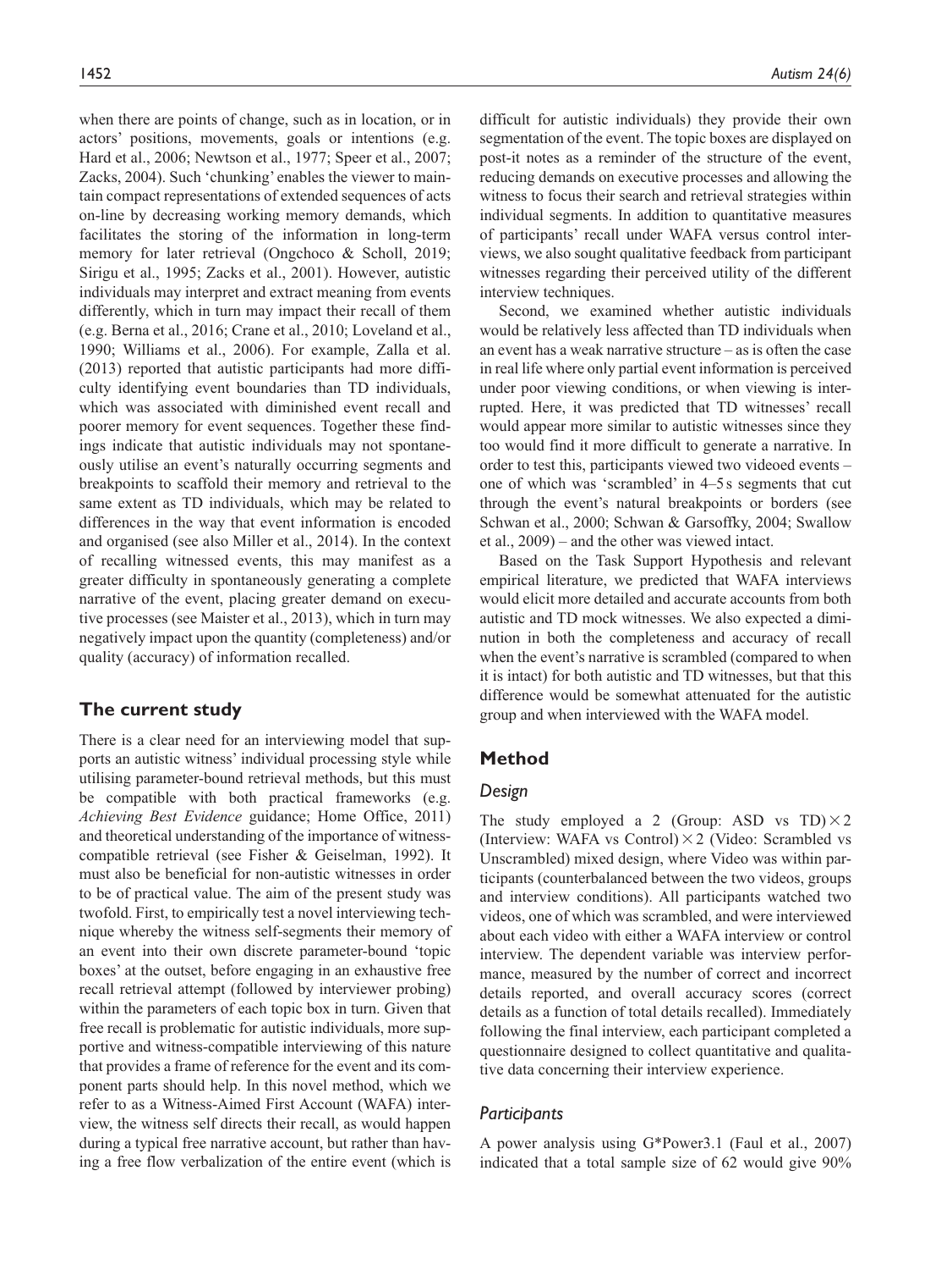when there are points of change, such as in location, or in actors' positions, movements, goals or intentions (e.g. Hard et al., 2006; Newtson et al., 1977; Speer et al., 2007; Zacks, 2004). Such 'chunking' enables the viewer to maintain compact representations of extended sequences of acts on-line by decreasing working memory demands, which facilitates the storing of the information in long-term memory for later retrieval (Ongchoco & Scholl, 2019; Sirigu et al., 1995; Zacks et al., 2001). However, autistic individuals may interpret and extract meaning from events differently, which in turn may impact their recall of them (e.g. Berna et al., 2016; Crane et al., 2010; Loveland et al., 1990; Williams et al., 2006). For example, Zalla et al. (2013) reported that autistic participants had more difficulty identifying event boundaries than TD individuals, which was associated with diminished event recall and poorer memory for event sequences. Together these findings indicate that autistic individuals may not spontaneously utilise an event's naturally occurring segments and breakpoints to scaffold their memory and retrieval to the same extent as TD individuals, which may be related to differences in the way that event information is encoded and organised (see also Miller et al., 2014). In the context of recalling witnessed events, this may manifest as a greater difficulty in spontaneously generating a complete narrative of the event, placing greater demand on executive processes (see Maister et al., 2013), which in turn may negatively impact upon the quantity (completeness) and/or quality (accuracy) of information recalled.

## The current study

There is a clear need for an interviewing model that supports an autistic witness' individual processing style while utilising parameter-bound retrieval methods, but this must be compatible with both practical frameworks (e.g. *Achieving Best Evidence* guidance; Home Office, 2011) and theoretical understanding of the importance of witness-compatible retrieval (see Fisher & Geiselman, 1992). It must also be beneficial for non-autistic witnesses in order to be of practical value. The aim of the present study was twofold. First, to empirically test a novel interviewing technique whereby the witness self-segments their memory of an event into their own discrete parameter-bound 'topic boxes' at the outset, before engaging in an exhaustive free recall retrieval attempt (followed by interviewer probing) within the parameters of each topic box in turn. Given that free recall is problematic for autistic individuals, more supportive and witness-compatible interviewing of this nature that provides a frame of reference for the event and its component parts should help. In this novel method, which we refer to as a Witness-Aimed First Account (WAFA) interview, the witness self directs their recall, as would happen during a typical free narrative account, but rather than having a free flow verbalization of the entire event (which is difficult for autistic individuals) they provide their own segmentation of the event. The topic boxes are displayed on post-it notes as a reminder of the structure of the event, reducing demands on executive processes and allowing the witness to focus their search and retrieval strategies within individual segments. In addition to quantitative measures of participants' recall under WAFA versus control interviews, we also sought qualitative feedback from participant witnesses regarding their perceived utility of the different interview techniques.

Second, we examined whether autistic individuals would be relatively less affected than TD individuals when an event has a weak narrative structure – as is often the case in real life where only partial event information is perceived under poor viewing conditions, or when viewing is interrupted. Here, it was predicted that TD witnesses' recall would appear more similar to autistic witnesses since they too would find it more difficult to generate a narrative. In order to test this, participants viewed two videoed events – one of which was 'scrambled' in 4–5 s segments that cut through the event's natural breakpoints or borders (see Schwan et al., 2000; Schwan & Garsoffky, 2004; Swallow et al., 2009) – and the other was viewed intact.

Based on the Task Support Hypothesis and relevant empirical literature, we predicted that WAFA interviews would elicit more detailed and accurate accounts from both autistic and TD mock witnesses. We also expected a diminution in both the completeness and accuracy of recall when the event's narrative is scrambled (compared to when it is intact) for both autistic and TD witnesses, but that this difference would be somewhat attenuated for the autistic group and when interviewed with the WAFA model.

## Method

### Design

The study employed a 2 (Group: ASD vs TD) × 2 (Interview: WAFA vs Control) × 2 (Video: Scrambled vs Unscrambled) mixed design, where Video was within participants (counterbalanced between the two videos, groups and interview conditions). All participants watched two videos, one of which was scrambled, and were interviewed about each video with either a WAFA interview or control interview. The dependent variable was interview performance, measured by the number of correct and incorrect details reported, and overall accuracy scores (correct details as a function of total details recalled). Immediately following the final interview, each participant completed a questionnaire designed to collect quantitative and qualitative data concerning their interview experience.

### Participants

A power analysis using G*Power3.1 (Faul et al., 2007) indicated that a total sample size of 62 would give 90%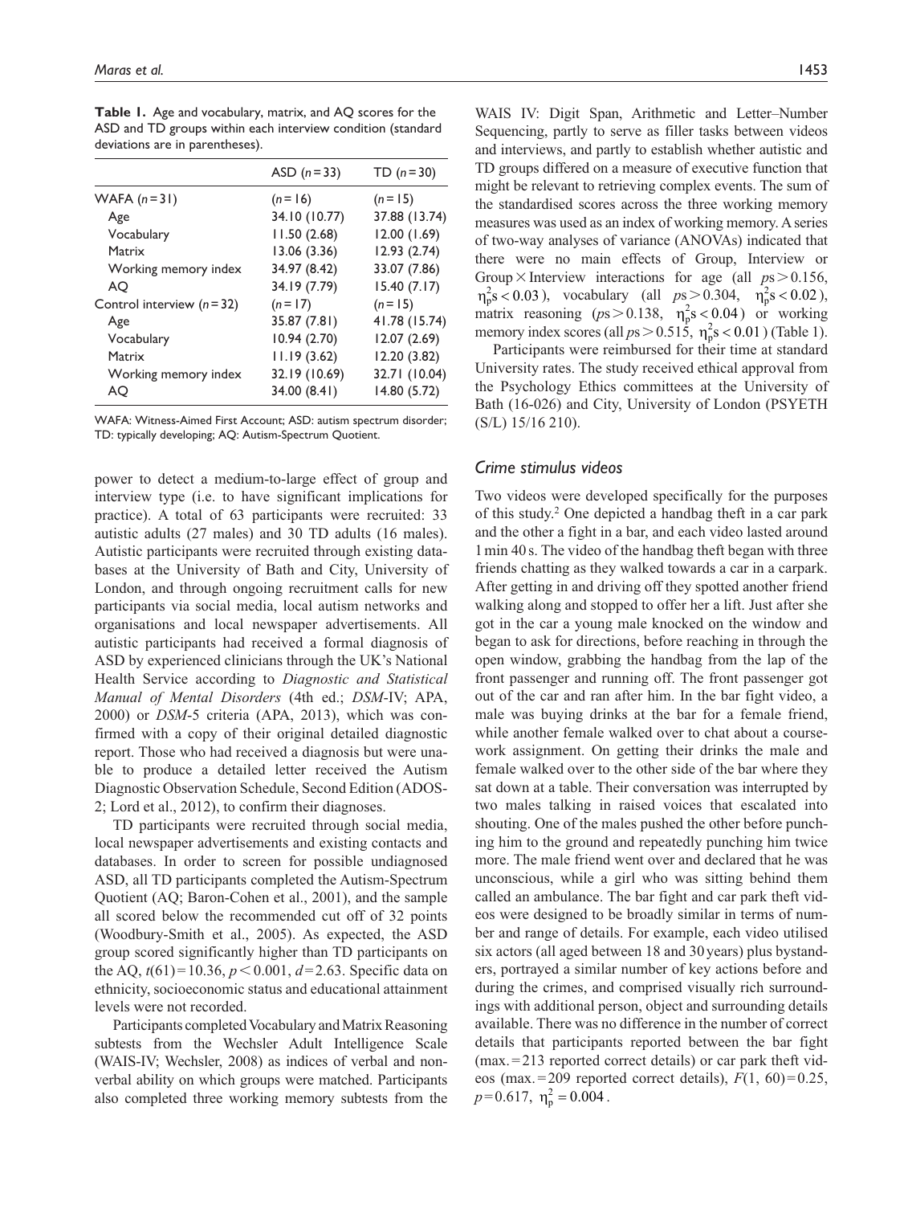**Table 1.** Age and vocabulary, matrix, and AQ scores for the ASD and TD groups within each interview condition (standard deviations are in parentheses).

| | ASD ($n=33$) | TD ($n=30$) |
|---|---|---|
| WAFA ($n=31$) | ($n=16$) | ($n=15$) |
| Age | 34.10 (10.77) | 37.88 (13.74) |
| Vocabulary | 11.50 (2.68) | 12.00 (1.69) |
| Matrix | 13.06 (3.36) | 12.93 (2.74) |
| Working memory index | 34.97 (8.42) | 33.07 (7.86) |
| AQ | 34.19 (7.79) | 15.40 (7.17) |
| Control interview ($n=32$) | ($n=17$) | ($n=15$) |
| Age | 35.87 (7.81) | 41.78 (15.74) |
| Vocabulary | 10.94 (2.70) | 12.07 (2.69) |
| Matrix | 11.19 (3.62) | 12.20 (3.82) |
| Working memory index | 32.19 (10.69) | 32.71 (10.04) |
| AQ | 34.00 (8.41) | 14.80 (5.72) |

WAFA: Witness-Aimed First Account; ASD: autism spectrum disorder; TD: typically developing; AQ: Autism-Spectrum Quotient.

power to detect a medium-to-large effect of group and interview type (i.e. to have significant implications for practice). A total of 63 participants were recruited: 33 autistic adults (27 males) and 30 TD adults (16 males). Autistic participants were recruited through existing databases at the University of Bath and City, University of London, and through ongoing recruitment calls for new participants via social media, local autism networks and organisations and local newspaper advertisements. All autistic participants had received a formal diagnosis of ASD by experienced clinicians through the UK's National Health Service according to *Diagnostic and Statistical Manual of Mental Disorders* (4th ed.; *DSM*-IV; APA, 2000) or *DSM*-5 criteria (APA, 2013), which was confirmed with a copy of their original detailed diagnostic report. Those who had received a diagnosis but were unable to produce a detailed letter received the Autism Diagnostic Observation Schedule, Second Edition (ADOS-2; Lord et al., 2012), to confirm their diagnoses.

TD participants were recruited through social media, local newspaper advertisements and existing contacts and databases. In order to screen for possible undiagnosed ASD, all TD participants completed the Autism-Spectrum Quotient (AQ; Baron-Cohen et al., 2001), and the sample all scored below the recommended cut off of 32 points (Woodbury-Smith et al., 2005). As expected, the ASD group scored significantly higher than TD participants on the AQ, $t(61)=10.36$, $p<0.001$, $d=2.63$. Specific data on ethnicity, socioeconomic status and educational attainment levels were not recorded.

Participants completed Vocabulary and Matrix Reasoning subtests from the Wechsler Adult Intelligence Scale (WAIS-IV; Wechsler, 2008) as indices of verbal and non-verbal ability on which groups were matched. Participants also completed three working memory subtests from the WAIS IV: Digit Span, Arithmetic and Letter–Number Sequencing, partly to serve as filler tasks between videos and interviews, and partly to establish whether autistic and TD groups differed on a measure of executive function that might be relevant to retrieving complex events. The sum of the standardised scores across the three working memory measures was used as an index of working memory. A series of two-way analyses of variance (ANOVAs) indicated that there were no main effects of Group, Interview or Group × Interview interactions for age (all $p\text{s}>0.156$, $\eta_p^2\text{s}<0.03$), vocabulary (all $p\text{s}>0.304$, $\eta_p^2\text{s}<0.02$), matrix reasoning ($p\text{s}>0.138$, $\eta_p^2\text{s}<0.04$) or working memory index scores (all $p\text{s}>0.515$, $\eta_p^2\text{s}<0.01$) (Table 1).

Participants were reimbursed for their time at standard University rates. The study received ethical approval from the Psychology Ethics committees at the University of Bath (16-026) and City, University of London (PSYETH (S/L) 15/16 210).

### Crime stimulus videos

Two videos were developed specifically for the purposes of this study.[2] One depicted a handbag theft in a car park and the other a fight in a bar, and each video lasted around 1 min 40 s. The video of the handbag theft began with three friends chatting as they walked towards a car in a carpark. After getting in and driving off they spotted another friend walking along and stopped to offer her a lift. Just after she got in the car a young male knocked on the window and began to ask for directions, before reaching in through the open window, grabbing the handbag from the lap of the front passenger and running off. The front passenger got out of the car and ran after him. In the bar fight video, a male was buying drinks at the bar for a female friend, while another female walked over to chat about a coursework assignment. On getting their drinks the male and female walked over to the other side of the bar where they sat down at a table. Their conversation was interrupted by two males talking in raised voices that escalated into shouting. One of the males pushed the other before punching him to the ground and repeatedly punching him twice more. The male friend went over and declared that he was unconscious, while a girl who was sitting behind them called an ambulance. The bar fight and car park theft videos were designed to be broadly similar in terms of number and range of details. For example, each video utilised six actors (all aged between 18 and 30 years) plus bystanders, portrayed a similar number of key actions before and during the crimes, and comprised visually rich surroundings with additional person, object and surrounding details available. There was no difference in the number of correct details that participants reported between the bar fight (max. = 213 reported correct details) or car park theft videos (max. = 209 reported correct details), $F(1, 60)=0.25$, $p=0.617$, $\eta_p^2=0.004$.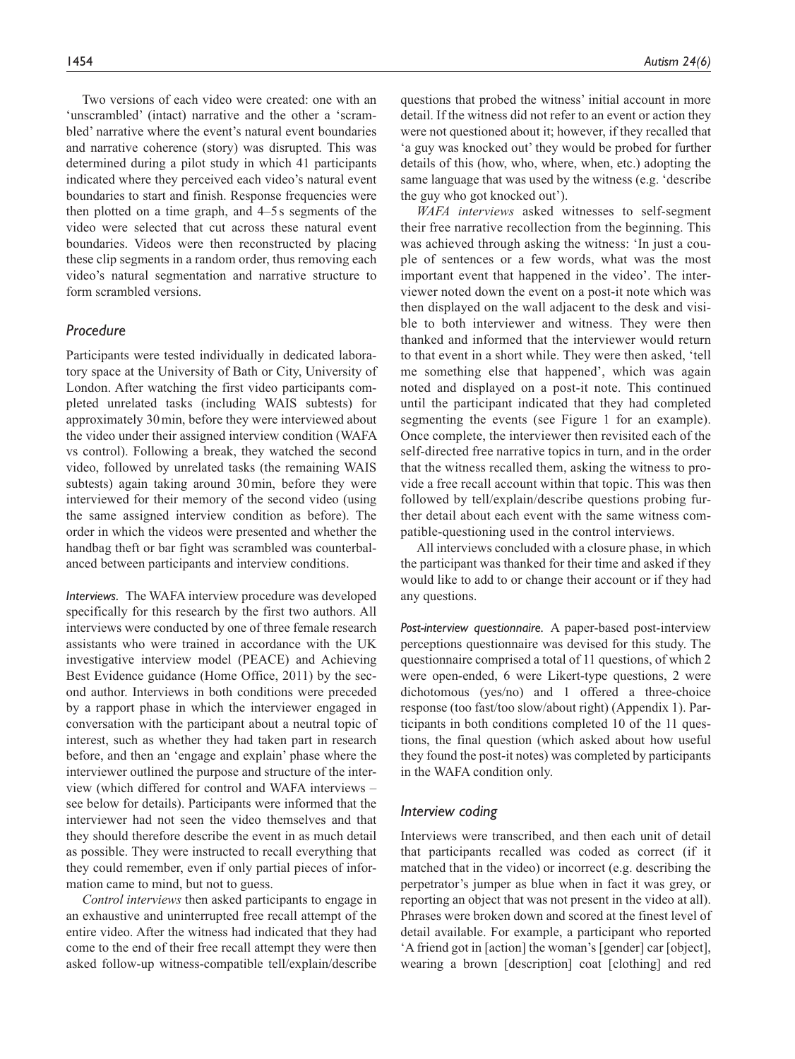Two versions of each video were created: one with an 'unscrambled' (intact) narrative and the other a 'scrambled' narrative where the event's natural event boundaries and narrative coherence (story) was disrupted. This was determined during a pilot study in which 41 participants indicated where they perceived each video's natural event boundaries to start and finish. Response frequencies were then plotted on a time graph, and 4–5 s segments of the video were selected that cut across these natural event boundaries. Videos were then reconstructed by placing these clip segments in a random order, thus removing each video's natural segmentation and narrative structure to form scrambled versions.

## Procedure

Participants were tested individually in dedicated laboratory space at the University of Bath or City, University of London. After watching the first video participants completed unrelated tasks (including WAIS subtests) for approximately 30 min, before they were interviewed about the video under their assigned interview condition (WAFA vs control). Following a break, they watched the second video, followed by unrelated tasks (the remaining WAIS subtests) again taking around 30 min, before they were interviewed for their memory of the second video (using the same assigned interview condition as before). The order in which the videos were presented and whether the handbag theft or bar fight was scrambled was counterbalanced between participants and interview conditions.

*Interviews.* The WAFA interview procedure was developed specifically for this research by the first two authors. All interviews were conducted by one of three female research assistants who were trained in accordance with the UK investigative interview model (PEACE) and Achieving Best Evidence guidance (Home Office, 2011) by the second author. Interviews in both conditions were preceded by a rapport phase in which the interviewer engaged in conversation with the participant about a neutral topic of interest, such as whether they had taken part in research before, and then an 'engage and explain' phase where the interviewer outlined the purpose and structure of the interview (which differed for control and WAFA interviews – see below for details). Participants were informed that the interviewer had not seen the video themselves and that they should therefore describe the event in as much detail as possible. They were instructed to recall everything that they could remember, even if only partial pieces of information came to mind, but not to guess.

*Control interviews* then asked participants to engage in an exhaustive and uninterrupted free recall attempt of the entire video. After the witness had indicated that they had come to the end of their free recall attempt they were then asked follow-up witness-compatible tell/explain/describe questions that probed the witness' initial account in more detail. If the witness did not refer to an event or action they were not questioned about it; however, if they recalled that 'a guy was knocked out' they would be probed for further details of this (how, who, where, when, etc.) adopting the same language that was used by the witness (e.g. 'describe the guy who got knocked out').

*WAFA interviews* asked witnesses to self-segment their free narrative recollection from the beginning. This was achieved through asking the witness: 'In just a couple of sentences or a few words, what was the most important event that happened in the video'. The interviewer noted down the event on a post-it note which was then displayed on the wall adjacent to the desk and visible to both interviewer and witness. They were then thanked and informed that the interviewer would return to that event in a short while. They were then asked, 'tell me something else that happened', which was again noted and displayed on a post-it note. This continued until the participant indicated that they had completed segmenting the events (see Figure 1 for an example). Once complete, the interviewer then revisited each of the self-directed free narrative topics in turn, and in the order that the witness recalled them, asking the witness to provide a free recall account within that topic. This was then followed by tell/explain/describe questions probing further detail about each event with the same witness compatible-questioning used in the control interviews.

All interviews concluded with a closure phase, in which the participant was thanked for their time and asked if they would like to add to or change their account or if they had any questions.

*Post-interview questionnaire.* A paper-based post-interview perceptions questionnaire was devised for this study. The questionnaire comprised a total of 11 questions, of which 2 were open-ended, 6 were Likert-type questions, 2 were dichotomous (yes/no) and 1 offered a three-choice response (too fast/too slow/about right) (Appendix 1). Participants in both conditions completed 10 of the 11 questions, the final question (which asked about how useful they found the post-it notes) was completed by participants in the WAFA condition only.

## Interview coding

Interviews were transcribed, and then each unit of detail that participants recalled was coded as correct (if it matched that in the video) or incorrect (e.g. describing the perpetrator's jumper as blue when in fact it was grey, or reporting an object that was not present in the video at all). Phrases were broken down and scored at the finest level of detail available. For example, a participant who reported 'A friend got in [action] the woman's [gender] car [object], wearing a brown [description] coat [clothing] and red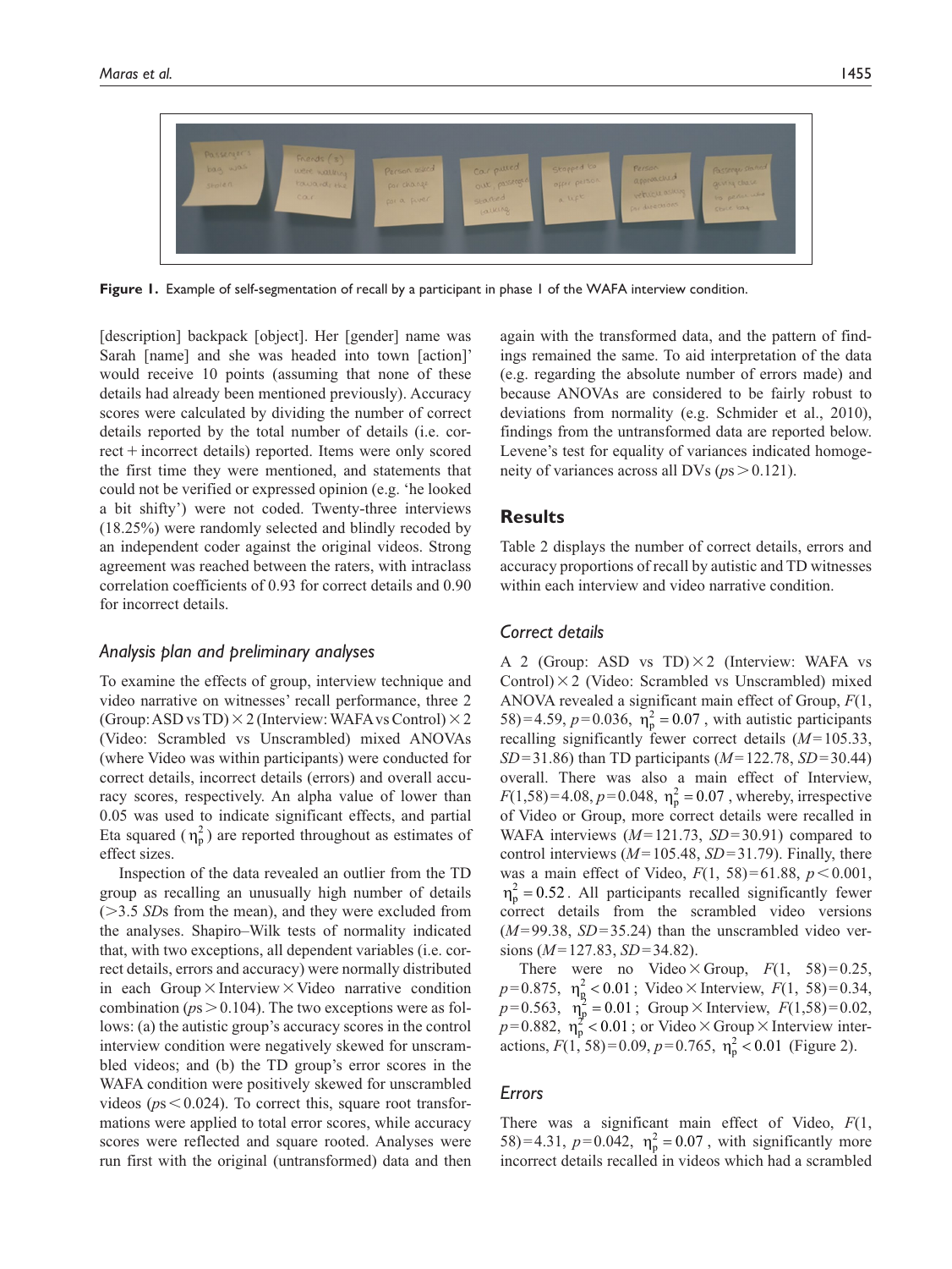**Figure 1.** Example of self-segmentation of recall by a participant in phase 1 of the WAFA interview condition.

[description] backpack [object]. Her [gender] name was Sarah [name] and she was headed into town [action]' would receive 10 points (assuming that none of these details had already been mentioned previously). Accuracy scores were calculated by dividing the number of correct details reported by the total number of details (i.e. correct + incorrect details) reported. Items were only scored the first time they were mentioned, and statements that could not be verified or expressed opinion (e.g. 'he looked a bit shifty') were not coded. Twenty-three interviews (18.25%) were randomly selected and blindly recoded by an independent coder against the original videos. Strong agreement was reached between the raters, with intraclass correlation coefficients of 0.93 for correct details and 0.90 for incorrect details.

### *Analysis plan and preliminary analyses*

To examine the effects of group, interview technique and video narrative on witnesses' recall performance, three 2 (Group: ASD vs TD) × 2 (Interview: WAFA vs Control) × 2 (Video: Scrambled vs Unscrambled) mixed ANOVAs (where Video was within participants) were conducted for correct details, incorrect details (errors) and overall accuracy scores, respectively. An alpha value of lower than 0.05 was used to indicate significant effects, and partial Eta squared ($\eta_p^2$) are reported throughout as estimates of effect sizes.

Inspection of the data revealed an outlier from the TD group as recalling an unusually high number of details (>3.5 *SD*s from the mean), and they were excluded from the analyses. Shapiro–Wilk tests of normality indicated that, with two exceptions, all dependent variables (i.e. correct details, errors and accuracy) were normally distributed in each Group × Interview × Video narrative condition combination (*p*s > 0.104). The two exceptions were as follows: (a) the autistic group's accuracy scores in the control interview condition were negatively skewed for unscrambled videos; and (b) the TD group's error scores in the WAFA condition were positively skewed for unscrambled videos (*p*s < 0.024). To correct this, square root transformations were applied to total error scores, while accuracy scores were reflected and square rooted. Analyses were run first with the original (untransformed) data and then again with the transformed data, and the pattern of findings remained the same. To aid interpretation of the data (e.g. regarding the absolute number of errors made) and because ANOVAs are considered to be fairly robust to deviations from normality (e.g. Schmider et al., 2010), findings from the untransformed data are reported below. Levene's test for equality of variances indicated homogeneity of variances across all DVs (*p*s > 0.121).

## Results

Table 2 displays the number of correct details, errors and accuracy proportions of recall by autistic and TD witnesses within each interview and video narrative condition.

### *Correct details*

A 2 (Group: ASD vs TD) × 2 (Interview: WAFA vs Control) × 2 (Video: Scrambled vs Unscrambled) mixed ANOVA revealed a significant main effect of Group, $F(1, 58) = 4.59$, $p = 0.036$, $\eta_p^2 = 0.07$, with autistic participants recalling significantly fewer correct details ($M = 105.33$, $SD = 31.86$) than TD participants ($M = 122.78$, $SD = 30.44$) overall. There was also a main effect of Interview, $F(1,58) = 4.08$, $p = 0.048$, $\eta_p^2 = 0.07$, whereby, irrespective of Video or Group, more correct details were recalled in WAFA interviews ($M = 121.73$, $SD = 30.91$) compared to control interviews ($M = 105.48$, $SD = 31.79$). Finally, there was a main effect of Video, $F(1, 58) = 61.88$, $p < 0.001$, $\eta_p^2 = 0.52$. All participants recalled significantly fewer correct details from the scrambled video versions ($M = 99.38$, $SD = 35.24$) than the unscrambled video versions ($M = 127.83$, $SD = 34.82$).

There were no Video × Group, $F(1, 58) = 0.25$, $p = 0.875$, $\eta_p^2 < 0.01$; Video × Interview, $F(1, 58) = 0.34$, $p = 0.563$, $\eta_p^2 = 0.01$; Group × Interview, $F(1,58) = 0.02$, $p = 0.882$, $\eta_p^2 < 0.01$; or Video × Group × Interview interactions, $F(1, 58) = 0.09$, $p = 0.765$, $\eta_p^2 < 0.01$ (Figure 2).

### *Errors*

There was a significant main effect of Video, $F(1, 58) = 4.31$, $p = 0.042$, $\eta_p^2 = 0.07$, with significantly more incorrect details recalled in videos which had a scrambled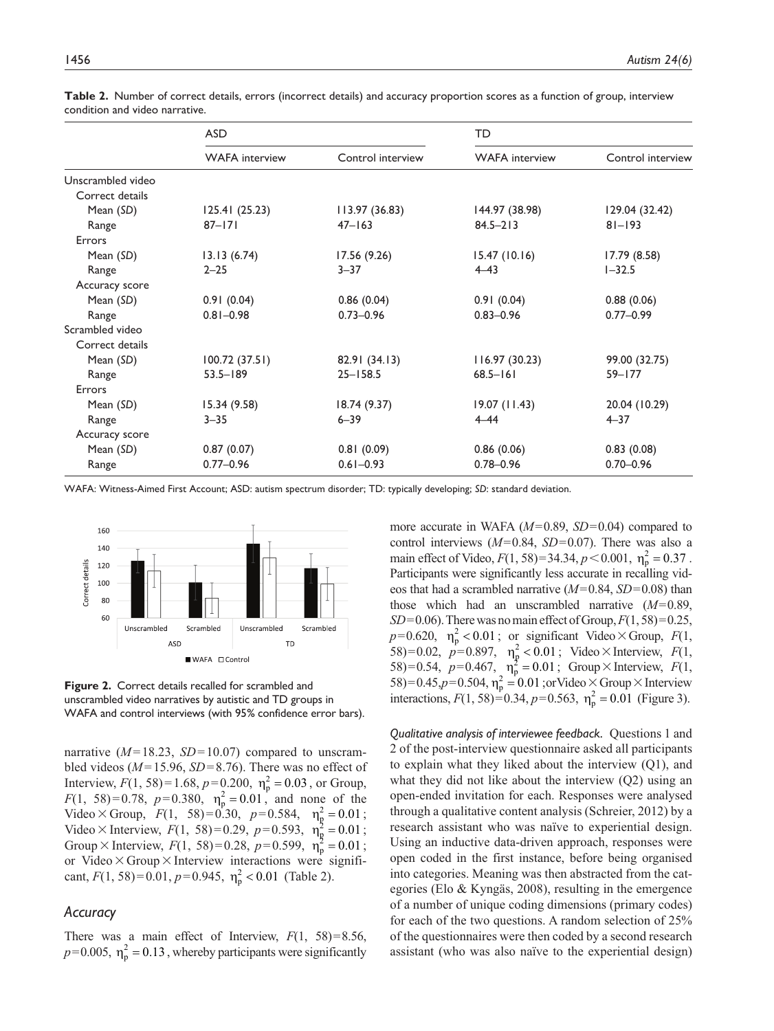**Table 2.** Number of correct details, errors (incorrect details) and accuracy proportion scores as a function of group, interview condition and video narrative.

| | ASD | | TD | |
|---|---|---|---|---|
| | WAFA interview | Control interview | WAFA interview | Control interview |
| Unscrambled video | | | | |
| Correct details | | | | |
| Mean (*SD*) | 125.41 (25.23) | 113.97 (36.83) | 144.97 (38.98) | 129.04 (32.42) |
| Range | 87–171 | 47–163 | 84.5–213 | 81–193 |
| Errors | | | | |
| Mean (*SD*) | 13.13 (6.74) | 17.56 (9.26) | 15.47 (10.16) | 17.79 (8.58) |
| Range | 2–25 | 3–37 | 4–43 | 1–32.5 |
| Accuracy score | | | | |
| Mean (*SD*) | 0.91 (0.04) | 0.86 (0.04) | 0.91 (0.04) | 0.88 (0.06) |
| Range | 0.81–0.98 | 0.73–0.96 | 0.83–0.96 | 0.77–0.99 |
| Scrambled video | | | | |
| Correct details | | | | |
| Mean (*SD*) | 100.72 (37.51) | 82.91 (34.13) | 116.97 (30.23) | 99.00 (32.75) |
| Range | 53.5–189 | 25–158.5 | 68.5–161 | 59–177 |
| Errors | | | | |
| Mean (*SD*) | 15.34 (9.58) | 18.74 (9.37) | 19.07 (11.43) | 20.04 (10.29) |
| Range | 3–35 | 6–39 | 4–44 | 4–37 |
| Accuracy score | | | | |
| Mean (*SD*) | 0.87 (0.07) | 0.81 (0.09) | 0.86 (0.06) | 0.83 (0.08) |
| Range | 0.77–0.96 | 0.61–0.93 | 0.78–0.96 | 0.70–0.96 |

WAFA: Witness-Aimed First Account; ASD: autism spectrum disorder; TD: typically developing; *SD*: standard deviation.

**Figure 2.** Correct details recalled for scrambled and unscrambled video narratives by autistic and TD groups in WAFA and control interviews (with 95% confidence error bars).

narrative ($M$=18.23, $SD$=10.07) compared to unscrambled videos ($M$=15.96, $SD$=8.76). There was no effect of Interview, $F(1, 58)=1.68$, $p=0.200$, $\eta_p^2 = 0.03$, or Group, $F(1, 58)=0.78$, $p=0.380$, $\eta_p^2 = 0.01$, and none of the Video × Group, $F(1, 58)=0.30$, $p=0.584$, $\eta_p^2 = 0.01$; Video × Interview, $F(1, 58)=0.29$, $p=0.593$, $\eta_p^2 = 0.01$; Group × Interview, $F(1, 58)=0.28$, $p=0.599$, $\eta_p^2 = 0.01$; or Video × Group × Interview interactions were significant, $F(1, 58)=0.01$, $p=0.945$, $\eta_p^2 < 0.01$ (Table 2).

### *Accuracy*

There was a main effect of Interview, $F(1, 58)=8.56$, $p=0.005$, $\eta_p^2 = 0.13$, whereby participants were significantly more accurate in WAFA ($M$=0.89, $SD$=0.04) compared to control interviews ($M$=0.84, $SD$=0.07). There was also a main effect of Video, $F(1, 58)=34.34$, $p<0.001$, $\eta_p^2 = 0.37$. Participants were significantly less accurate in recalling videos that had a scrambled narrative ($M$=0.84, $SD$=0.08) than those which had an unscrambled narrative ($M$=0.89, $SD$=0.06). There was no main effect of Group, $F(1, 58)=0.25$, $p=0.620$, $\eta_p^2 < 0.01$; or significant Video × Group, $F(1, 58)=0.02$, $p=0.897$, $\eta_p^2 < 0.01$; Video × Interview, $F(1, 58)=0.54$, $p=0.467$, $\eta_p^2 = 0.01$; Group × Interview, $F(1, 58)=0.45$, $p=0.504$, $\eta_p^2 = 0.01$; or Video × Group × Interview interactions, $F(1, 58)=0.34$, $p=0.563$, $\eta_p^2 = 0.01$ (Figure 3).

*Qualitative analysis of interviewee feedback.* Questions 1 and 2 of the post-interview questionnaire asked all participants to explain what they liked about the interview (Q1), and what they did not like about the interview (Q2) using an open-ended invitation for each. Responses were analysed through a qualitative content analysis (Schreier, 2012) by a research assistant who was naïve to experiential design. Using an inductive data-driven approach, responses were open coded in the first instance, before being organised into categories. Meaning was then abstracted from the categories (Elo & Kyngäs, 2008), resulting in the emergence of a number of unique coding dimensions (primary codes) for each of the two questions. A random selection of 25% of the questionnaires were then coded by a second research assistant (who was also naïve to the experiential design)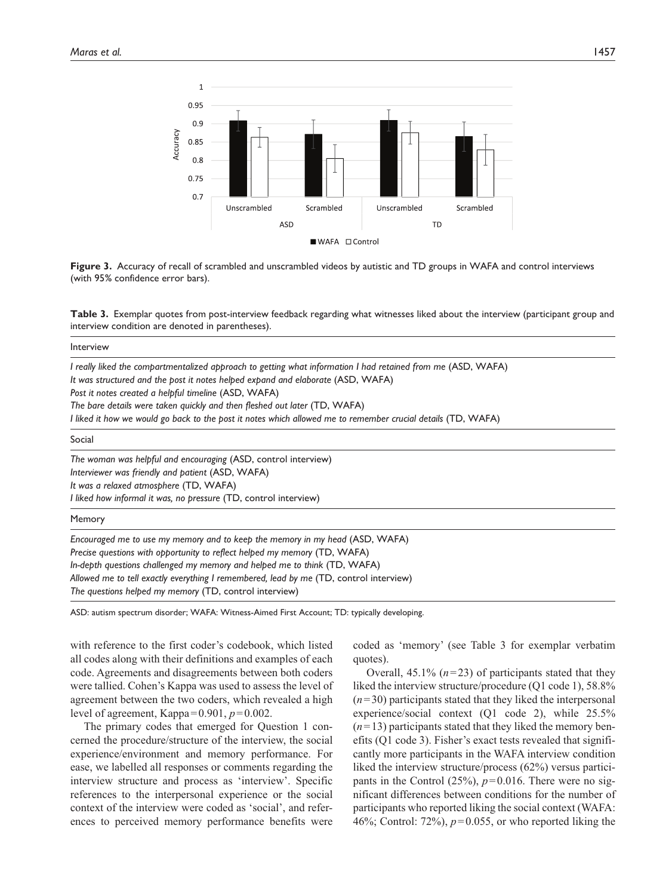**Figure 3.** Accuracy of recall of scrambled and unscrambled videos by autistic and TD groups in WAFA and control interviews (with 95% confidence error bars).

**Table 3.** Exemplar quotes from post-interview feedback regarding what witnesses liked about the interview (participant group and interview condition are denoted in parentheses).

| Interview |
|---|
| *I really liked the compartmentalized approach to getting what information I had retained from me* (ASD, WAFA) |
| *It was structured and the post it notes helped expand and elaborate* (ASD, WAFA) |
| *Post it notes created a helpful timeline* (ASD, WAFA) |
| *The bare details were taken quickly and then fleshed out later* (TD, WAFA) |
| *I liked it how we would go back to the post it notes which allowed me to remember crucial details* (TD, WAFA) |
| **Social** |
| *The woman was helpful and encouraging* (ASD, control interview) |
| *Interviewer was friendly and patient* (ASD, WAFA) |
| *It was a relaxed atmosphere* (TD, WAFA) |
| *I liked how informal it was, no pressure* (TD, control interview) |
| **Memory** |
| *Encouraged me to use my memory and to keep the memory in my head* (ASD, WAFA) |
| *Precise questions with opportunity to reflect helped my memory* (TD, WAFA) |
| *In-depth questions challenged my memory and helped me to think* (TD, WAFA) |
| *Allowed me to tell exactly everything I remembered, lead by me* (TD, control interview) |
| *The questions helped my memory* (TD, control interview) |

ASD: autism spectrum disorder; WAFA: Witness-Aimed First Account; TD: typically developing.

with reference to the first coder's codebook, which listed all codes along with their definitions and examples of each code. Agreements and disagreements between both coders were tallied. Cohen's Kappa was used to assess the level of agreement between the two coders, which revealed a high level of agreement, Kappa = 0.901, $p = 0.002$.

The primary codes that emerged for Question 1 concerned the procedure/structure of the interview, the social experience/environment and memory performance. For ease, we labelled all responses or comments regarding the interview structure and process as 'interview'. Specific references to the interpersonal experience or the social context of the interview were coded as 'social', and references to perceived memory performance benefits were coded as 'memory' (see Table 3 for exemplar verbatim quotes).

Overall, 45.1% ($n = 23$) of participants stated that they liked the interview structure/procedure (Q1 code 1), 58.8% ($n = 30$) participants stated that they liked the interpersonal experience/social context (Q1 code 2), while 25.5% ($n = 13$) participants stated that they liked the memory benefits (Q1 code 3). Fisher's exact tests revealed that significantly more participants in the WAFA interview condition liked the interview structure/process (62%) versus participants in the Control (25%), $p = 0.016$. There were no significant differences between conditions for the number of participants who reported liking the social context (WAFA: 46%; Control: 72%), $p = 0.055$, or who reported liking the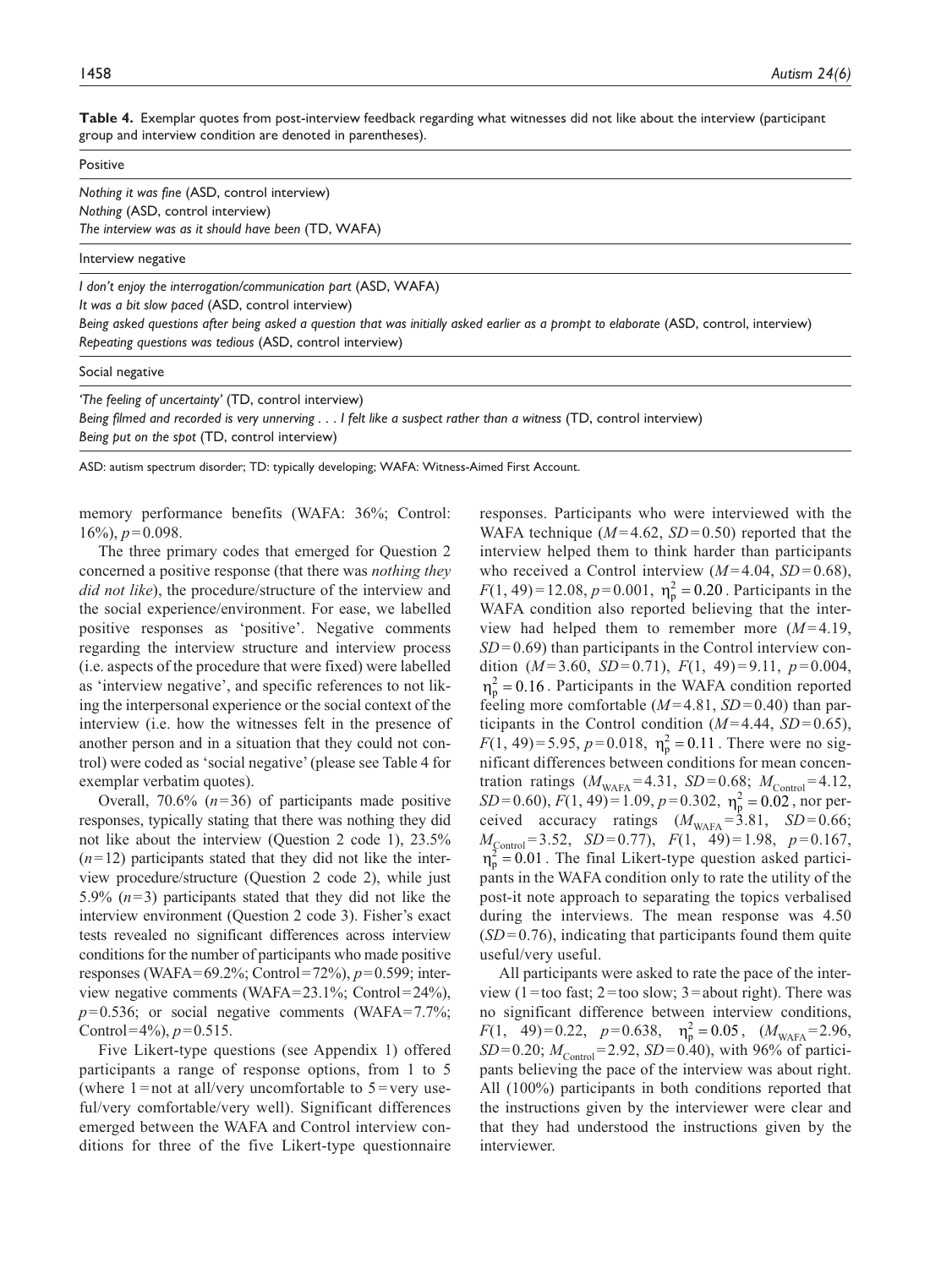**Table 4.** Exemplar quotes from post-interview feedback regarding what witnesses did not like about the interview (participant group and interview condition are denoted in parentheses).

| Positive |
|---|
| *Nothing it was fine* (ASD, control interview) |
| *Nothing* (ASD, control interview) |
| *The interview was as it should have been* (TD, WAFA) |
| **Interview negative** |
| *I don't enjoy the interrogation/communication part* (ASD, WAFA) |
| *It was a bit slow paced* (ASD, control interview) |
| *Being asked questions after being asked a question that was initially asked earlier as a prompt to elaborate* (ASD, control, interview) |
| *Repeating questions was tedious* (ASD, control interview) |
| **Social negative** |
| *'The feeling of uncertainty'* (TD, control interview) |
| *Being filmed and recorded is very unnerving . . . I felt like a suspect rather than a witness* (TD, control interview) |
| *Being put on the spot* (TD, control interview) |

ASD: autism spectrum disorder; TD: typically developing; WAFA: Witness-Aimed First Account.

memory performance benefits (WAFA: 36%; Control: 16%), $p=0.098$.

The three primary codes that emerged for Question 2 concerned a positive response (that there was *nothing they did not like*), the procedure/structure of the interview and the social experience/environment. For ease, we labelled positive responses as 'positive'. Negative comments regarding the interview structure and interview process (i.e. aspects of the procedure that were fixed) were labelled as 'interview negative', and specific references to not liking the interpersonal experience or the social context of the interview (i.e. how the witnesses felt in the presence of another person and in a situation that they could not control) were coded as 'social negative' (please see Table 4 for exemplar verbatim quotes).

Overall, 70.6% ($n=36$) of participants made positive responses, typically stating that there was nothing they did not like about the interview (Question 2 code 1), 23.5% ($n=12$) participants stated that they did not like the interview procedure/structure (Question 2 code 2), while just 5.9% ($n=3$) participants stated that they did not like the interview environment (Question 2 code 3). Fisher's exact tests revealed no significant differences across interview conditions for the number of participants who made positive responses (WAFA=69.2%; Control=72%), $p=0.599$; interview negative comments (WAFA=23.1%; Control=24%), $p=0.536$; or social negative comments (WAFA=7.7%; Control=4%), $p=0.515$.

Five Likert-type questions (see Appendix 1) offered participants a range of response options, from 1 to 5 (where 1=not at all/very uncomfortable to 5=very useful/very comfortable/very well). Significant differences emerged between the WAFA and Control interview conditions for three of the five Likert-type questionnaire responses. Participants who were interviewed with the WAFA technique ($M=4.62$, $SD=0.50$) reported that the interview helped them to think harder than participants who received a Control interview ($M=4.04$, $SD=0.68$), $F(1, 49)=12.08$, $p=0.001$, $\eta_p^2=0.20$. Participants in the WAFA condition also reported believing that the interview had helped them to remember more ($M=4.19$, $SD=0.69$) than participants in the Control interview condition ($M=3.60$, $SD=0.71$), $F(1, 49)=9.11$, $p=0.004$, $\eta_p^2=0.16$. Participants in the WAFA condition reported feeling more comfortable ($M=4.81$, $SD=0.40$) than participants in the Control condition ($M=4.44$, $SD=0.65$), $F(1, 49)=5.95$, $p=0.018$, $\eta_p^2=0.11$. There were no significant differences between conditions for mean concentration ratings ($M_{\text{WAFA}}=4.31$, $SD=0.68$; $M_{\text{Control}}=4.12$, $SD=0.60$), $F(1, 49)=1.09$, $p=0.302$, $\eta_p^2=0.02$, nor perceived accuracy ratings ($M_{\text{WAFA}}=3.81$, $SD=0.66$; $M_{\text{Control}}=3.52$, $SD=0.77$), $F(1, 49)=1.98$, $p=0.167$, $\eta_p^2=0.01$. The final Likert-type question asked participants in the WAFA condition only to rate the utility of the post-it note approach to separating the topics verbalised during the interviews. The mean response was 4.50 ($SD=0.76$), indicating that participants found them quite useful/very useful.

All participants were asked to rate the pace of the interview (1=too fast; 2=too slow; 3=about right). There was no significant difference between interview conditions, $F(1, 49)=0.22$, $p=0.638$, $\eta_p^2=0.05$, ($M_{\text{WAFA}}=2.96$, $SD=0.20$; $M_{\text{Control}}=2.92$, $SD=0.40$), with 96% of participants believing the pace of the interview was about right. All (100%) participants in both conditions reported that the instructions given by the interviewer were clear and that they had understood the instructions given by the interviewer.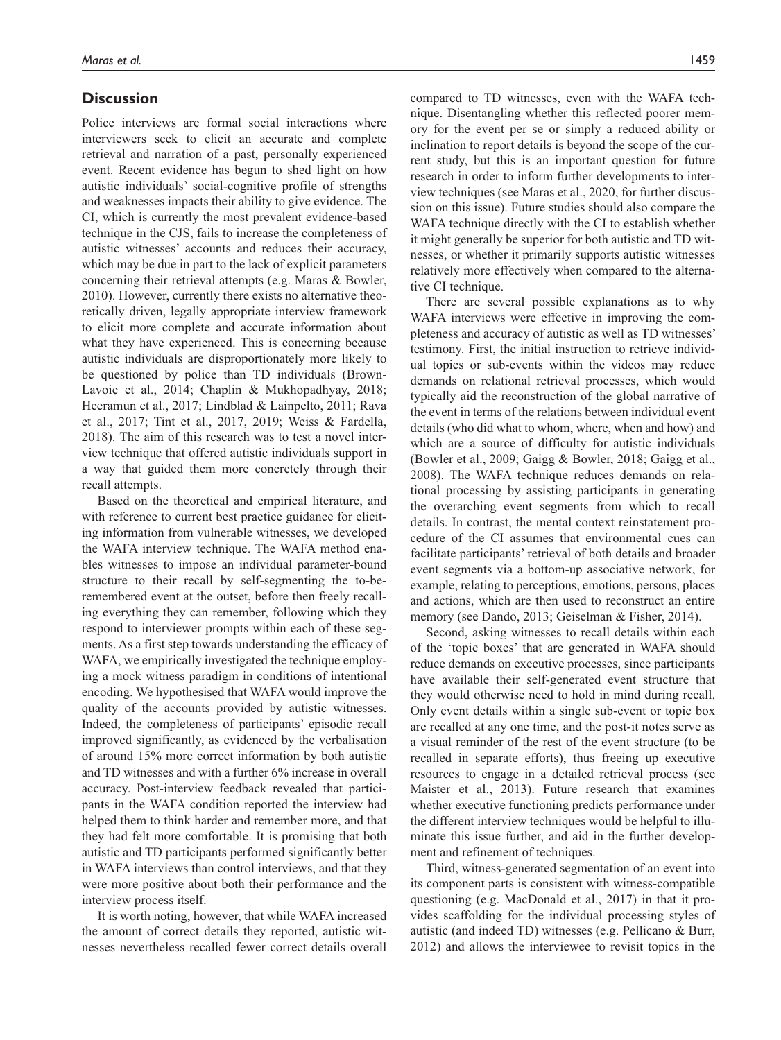## Discussion

Police interviews are formal social interactions where interviewers seek to elicit an accurate and complete retrieval and narration of a past, personally experienced event. Recent evidence has begun to shed light on how autistic individuals' social-cognitive profile of strengths and weaknesses impacts their ability to give evidence. The CI, which is currently the most prevalent evidence-based technique in the CJS, fails to increase the completeness of autistic witnesses' accounts and reduces their accuracy, which may be due in part to the lack of explicit parameters concerning their retrieval attempts (e.g. Maras & Bowler, 2010). However, currently there exists no alternative theoretically driven, legally appropriate interview framework to elicit more complete and accurate information about what they have experienced. This is concerning because autistic individuals are disproportionately more likely to be questioned by police than TD individuals (Brown-Lavoie et al., 2014; Chaplin & Mukhopadhyay, 2018; Heeramun et al., 2017; Lindblad & Lainpelto, 2011; Rava et al., 2017; Tint et al., 2017, 2019; Weiss & Fardella, 2018). The aim of this research was to test a novel interview technique that offered autistic individuals support in a way that guided them more concretely through their recall attempts.

Based on the theoretical and empirical literature, and with reference to current best practice guidance for eliciting information from vulnerable witnesses, we developed the WAFA interview technique. The WAFA method enables witnesses to impose an individual parameter-bound structure to their recall by self-segmenting the to-be-remembered event at the outset, before then freely recalling everything they can remember, following which they respond to interviewer prompts within each of these segments. As a first step towards understanding the efficacy of WAFA, we empirically investigated the technique employing a mock witness paradigm in conditions of intentional encoding. We hypothesised that WAFA would improve the quality of the accounts provided by autistic witnesses. Indeed, the completeness of participants' episodic recall improved significantly, as evidenced by the verbalisation of around 15% more correct information by both autistic and TD witnesses and with a further 6% increase in overall accuracy. Post-interview feedback revealed that participants in the WAFA condition reported the interview had helped them to think harder and remember more, and that they had felt more comfortable. It is promising that both autistic and TD participants performed significantly better in WAFA interviews than control interviews, and that they were more positive about both their performance and the interview process itself.

It is worth noting, however, that while WAFA increased the amount of correct details they reported, autistic witnesses nevertheless recalled fewer correct details overall compared to TD witnesses, even with the WAFA technique. Disentangling whether this reflected poorer memory for the event per se or simply a reduced ability or inclination to report details is beyond the scope of the current study, but this is an important question for future research in order to inform further developments to interview techniques (see Maras et al., 2020, for further discussion on this issue). Future studies should also compare the WAFA technique directly with the CI to establish whether it might generally be superior for both autistic and TD witnesses, or whether it primarily supports autistic witnesses relatively more effectively when compared to the alternative CI technique.

There are several possible explanations as to why WAFA interviews were effective in improving the completeness and accuracy of autistic as well as TD witnesses' testimony. First, the initial instruction to retrieve individual topics or sub-events within the videos may reduce demands on relational retrieval processes, which would typically aid the reconstruction of the global narrative of the event in terms of the relations between individual event details (who did what to whom, where, when and how) and which are a source of difficulty for autistic individuals (Bowler et al., 2009; Gaigg & Bowler, 2018; Gaigg et al., 2008). The WAFA technique reduces demands on relational processing by assisting participants in generating the overarching event segments from which to recall details. In contrast, the mental context reinstatement procedure of the CI assumes that environmental cues can facilitate participants' retrieval of both details and broader event segments via a bottom-up associative network, for example, relating to perceptions, emotions, persons, places and actions, which are then used to reconstruct an entire memory (see Dando, 2013; Geiselman & Fisher, 2014).

Second, asking witnesses to recall details within each of the 'topic boxes' that are generated in WAFA should reduce demands on executive processes, since participants have available their self-generated event structure that they would otherwise need to hold in mind during recall. Only event details within a single sub-event or topic box are recalled at any one time, and the post-it notes serve as a visual reminder of the rest of the event structure (to be recalled in separate efforts), thus freeing up executive resources to engage in a detailed retrieval process (see Maister et al., 2013). Future research that examines whether executive functioning predicts performance under the different interview techniques would be helpful to illuminate this issue further, and aid in the further development and refinement of techniques.

Third, witness-generated segmentation of an event into its component parts is consistent with witness-compatible questioning (e.g. MacDonald et al., 2017) in that it provides scaffolding for the individual processing styles of autistic (and indeed TD) witnesses (e.g. Pellicano & Burr, 2012) and allows the interviewee to revisit topics in the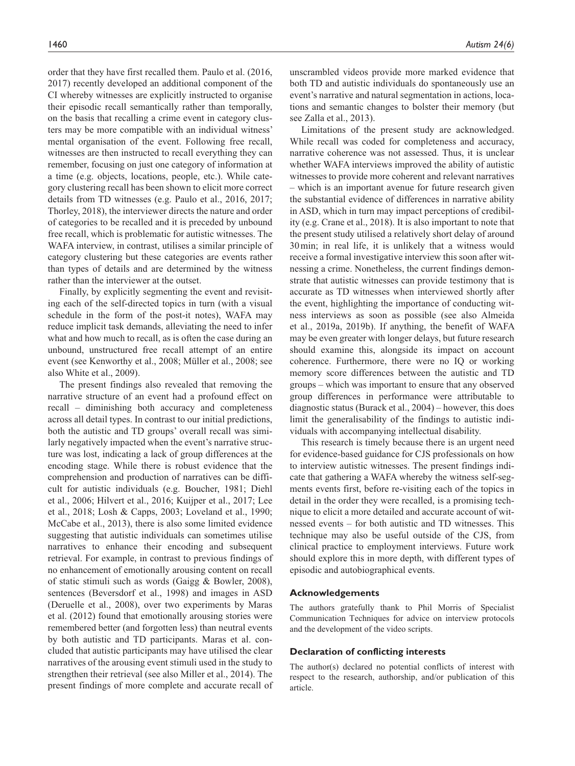order that they have first recalled them. Paulo et al. (2016, 2017) recently developed an additional component of the CI whereby witnesses are explicitly instructed to organise their episodic recall semantically rather than temporally, on the basis that recalling a crime event in category clusters may be more compatible with an individual witness' mental organisation of the event. Following free recall, witnesses are then instructed to recall everything they can remember, focusing on just one category of information at a time (e.g. objects, locations, people, etc.). While category clustering recall has been shown to elicit more correct details from TD witnesses (e.g. Paulo et al., 2016, 2017; Thorley, 2018), the interviewer directs the nature and order of categories to be recalled and it is preceded by unbound free recall, which is problematic for autistic witnesses. The WAFA interview, in contrast, utilises a similar principle of category clustering but these categories are events rather than types of details and are determined by the witness rather than the interviewer at the outset.

Finally, by explicitly segmenting the event and revisiting each of the self-directed topics in turn (with a visual schedule in the form of the post-it notes), WAFA may reduce implicit task demands, alleviating the need to infer what and how much to recall, as is often the case during an unbound, unstructured free recall attempt of an entire event (see Kenworthy et al., 2008; Müller et al., 2008; see also White et al., 2009).

The present findings also revealed that removing the narrative structure of an event had a profound effect on recall – diminishing both accuracy and completeness across all detail types. In contrast to our initial predictions, both the autistic and TD groups' overall recall was similarly negatively impacted when the event's narrative structure was lost, indicating a lack of group differences at the encoding stage. While there is robust evidence that the comprehension and production of narratives can be difficult for autistic individuals (e.g. Boucher, 1981; Diehl et al., 2006; Hilvert et al., 2016; Kuijper et al., 2017; Lee et al., 2018; Losh & Capps, 2003; Loveland et al., 1990; McCabe et al., 2013), there is also some limited evidence suggesting that autistic individuals can sometimes utilise narratives to enhance their encoding and subsequent retrieval. For example, in contrast to previous findings of no enhancement of emotionally arousing content on recall of static stimuli such as words (Gaigg & Bowler, 2008), sentences (Beversdorf et al., 1998) and images in ASD (Deruelle et al., 2008), over two experiments by Maras et al. (2012) found that emotionally arousing stories were remembered better (and forgotten less) than neutral events by both autistic and TD participants. Maras et al. concluded that autistic participants may have utilised the clear narratives of the arousing event stimuli used in the study to strengthen their retrieval (see also Miller et al., 2014). The present findings of more complete and accurate recall of unscrambled videos provide more marked evidence that both TD and autistic individuals do spontaneously use an event's narrative and natural segmentation in actions, locations and semantic changes to bolster their memory (but see Zalla et al., 2013).

Limitations of the present study are acknowledged. While recall was coded for completeness and accuracy, narrative coherence was not assessed. Thus, it is unclear whether WAFA interviews improved the ability of autistic witnesses to provide more coherent and relevant narratives – which is an important avenue for future research given the substantial evidence of differences in narrative ability in ASD, which in turn may impact perceptions of credibility (e.g. Crane et al., 2018). It is also important to note that the present study utilised a relatively short delay of around 30 min; in real life, it is unlikely that a witness would receive a formal investigative interview this soon after witnessing a crime. Nonetheless, the current findings demonstrate that autistic witnesses can provide testimony that is accurate as TD witnesses when interviewed shortly after the event, highlighting the importance of conducting witness interviews as soon as possible (see also Almeida et al., 2019a, 2019b). If anything, the benefit of WAFA may be even greater with longer delays, but future research should examine this, alongside its impact on account coherence. Furthermore, there were no IQ or working memory score differences between the autistic and TD groups – which was important to ensure that any observed group differences in performance were attributable to diagnostic status (Burack et al., 2004) – however, this does limit the generalisability of the findings to autistic individuals with accompanying intellectual disability.

This research is timely because there is an urgent need for evidence-based guidance for CJS professionals on how to interview autistic witnesses. The present findings indicate that gathering a WAFA whereby the witness self-segments events first, before re-visiting each of the topics in detail in the order they were recalled, is a promising technique to elicit a more detailed and accurate account of witnessed events – for both autistic and TD witnesses. This technique may also be useful outside of the CJS, from clinical practice to employment interviews. Future work should explore this in more depth, with different types of episodic and autobiographical events.

### Acknowledgements

The authors gratefully thank to Phil Morris of Specialist Communication Techniques for advice on interview protocols and the development of the video scripts.

### Declaration of conflicting interests

The author(s) declared no potential conflicts of interest with respect to the research, authorship, and/or publication of this article.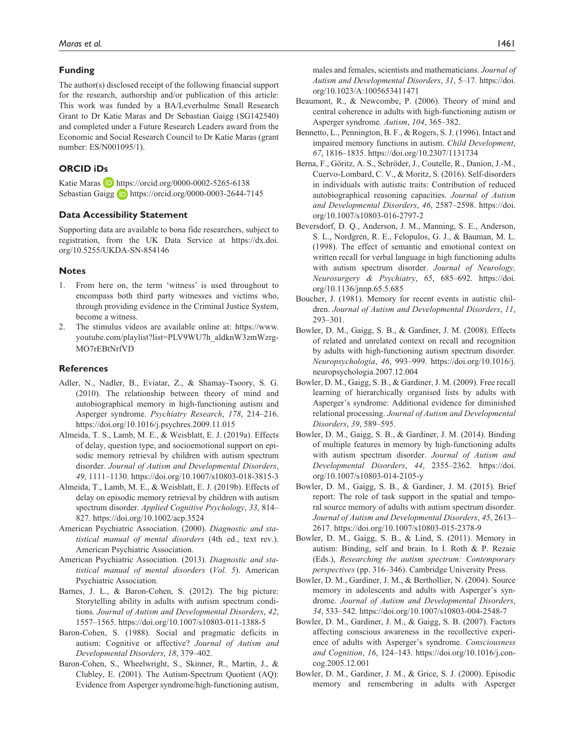## Funding

The author(s) disclosed receipt of the following financial support for the research, authorship and/or publication of this article: This work was funded by a BA/Leverhulme Small Research Grant to Dr Katie Maras and Dr Sebastian Gaigg (SG142540) and completed under a Future Research Leaders award from the Economic and Social Research Council to Dr Katie Maras (grant number: ES/N001095/1).

## ORCID iDs

Katie Maras https://orcid.org/0000-0002-5265-6138
Sebastian Gaigg https://orcid.org/0000-0003-2644-7145

## Data Accessibility Statement

Supporting data are available to bona fide researchers, subject to registration, from the UK Data Service at https://dx.doi.org/10.5255/UKDA-SN-854146

## Notes

1. From here on, the term 'witness' is used throughout to encompass both third party witnesses and victims who, through providing evidence in the Criminal Justice System, become a witness.
2. The stimulus videos are available online at: https://www.youtube.com/playlist?list=PLV9WU7h_aldknW3zmWzrg-MO7rEBtNrfVD

## References

Adler, N., Nadler, B., Eviatar, Z., & Shamay-Tsoory, S. G. (2010). The relationship between theory of mind and autobiographical memory in high-functioning autism and Asperger syndrome. *Psychiatry Research*, *178*, 214–216. https://doi.org/10.1016/j.psychres.2009.11.015

Almeida, T. S., Lamb, M. E., & Weisblatt, E. J. (2019a). Effects of delay, question type, and socioemotional support on episodic memory retrieval by children with autism spectrum disorder. *Journal of Autism and Developmental Disorders*, *49*, 1111–1130. https://doi.org/10.1007/s10803-018-3815-3

Almeida, T., Lamb, M. E., & Weisblatt, E. J. (2019b). Effects of delay on episodic memory retrieval by children with autism spectrum disorder. *Applied Cognitive Psychology*, *33*, 814–827. https://doi.org/10.1002/acp.3524

American Psychiatric Association. (2000). *Diagnostic and statistical manual of mental disorders* (4th ed., text rev.). American Psychiatric Association.

American Psychiatric Association. (2013). *Diagnostic and statistical manual of mental disorders* (*Vol. 5*). American Psychiatric Association.

Barnes, J. L., & Baron-Cohen, S. (2012). The big picture: Storytelling ability in adults with autism spectrum conditions. *Journal of Autism and Developmental Disorders*, *42*, 1557–1565. https://doi.org/10.1007/s10803-011-1388-5

Baron-Cohen, S. (1988). Social and pragmatic deficits in autism: Cognitive or affective? *Journal of Autism and Developmental Disorders*, *18*, 379–402.

Baron-Cohen, S., Wheelwright, S., Skinner, R., Martin, J., & Clubley, E. (2001). The Autism-Spectrum Quotient (AQ): Evidence from Asperger syndrome/high-functioning autism, males and females, scientists and mathematicians. *Journal of Autism and Developmental Disorders*, *31*, 5–17. https://doi.org/10.1023/A:1005653411471

Beaumont, R., & Newcombe, P. (2006). Theory of mind and central coherence in adults with high-functioning autism or Asperger syndrome. *Autism*, *104*, 365–382.

Bennetto, L., Pennington, B. F., & Rogers, S. J. (1996). Intact and impaired memory functions in autism. *Child Development*, *67*, 1816–1835. https://doi.org/10.2307/1131734

Berna, F., Göritz, A. S., Schröder, J., Coutelle, R., Danion, J.-M., Cuervo-Lombard, C. V., & Moritz, S. (2016). Self-disorders in individuals with autistic traits: Contribution of reduced autobiographical reasoning capacities. *Journal of Autism and Developmental Disorders*, *46*, 2587–2598. https://doi.org/10.1007/s10803-016-2797-2

Beversdorf, D. Q., Anderson, J. M., Manning, S. E., Anderson, S. L., Nordgren, R. E., Felopulos, G. J., & Bauman, M. L. (1998). The effect of semantic and emotional context on written recall for verbal language in high functioning adults with autism spectrum disorder. *Journal of Neurology, Neurosurgery & Psychiatry*, *65*, 685–692. https://doi.org/10.1136/jnnp.65.5.685

Boucher, J. (1981). Memory for recent events in autistic children. *Journal of Autism and Developmental Disorders*, *11*, 293–301.

Bowler, D. M., Gaigg, S. B., & Gardiner, J. M. (2008). Effects of related and unrelated context on recall and recognition by adults with high-functioning autism spectrum disorder. *Neuropsychologia*, *46*, 993–999. https://doi.org/10.1016/j.neuropsychologia.2007.12.004

Bowler, D. M., Gaigg, S. B., & Gardiner, J. M. (2009). Free recall learning of hierarchically organised lists by adults with Asperger's syndrome: Additional evidence for diminished relational processing. *Journal of Autism and Developmental Disorders*, *39*, 589–595.

Bowler, D. M., Gaigg, S. B., & Gardiner, J. M. (2014). Binding of multiple features in memory by high-functioning adults with autism spectrum disorder. *Journal of Autism and Developmental Disorders*, *44*, 2355–2362. https://doi.org/10.1007/s10803-014-2105-y

Bowler, D. M., Gaigg, S. B., & Gardiner, J. M. (2015). Brief report: The role of task support in the spatial and temporal source memory of adults with autism spectrum disorder. *Journal of Autism and Developmental Disorders*, *45*, 2613–2617. https://doi.org/10.1007/s10803-015-2378-9

Bowler, D. M., Gaigg, S. B., & Lind, S. (2011). Memory in autism: Binding, self and brain. In I. Roth & P. Rezaie (Eds.), *Researching the autism spectrum: Contemporary perspectives* (pp. 316–346). Cambridge University Press.

Bowler, D. M., Gardiner, J. M., & Berthollier, N. (2004). Source memory in adolescents and adults with Asperger's syndrome. *Journal of Autism and Developmental Disorders*, *34*, 533–542. https://doi.org/10.1007/s10803-004-2548-7

Bowler, D. M., Gardiner, J. M., & Gaigg, S. B. (2007). Factors affecting conscious awareness in the recollective experience of adults with Asperger's syndrome. *Consciousness and Cognition*, *16*, 124–143. https://doi.org/10.1016/j.concog.2005.12.001

Bowler, D. M., Gardiner, J. M., & Grice, S. J. (2000). Episodic memory and remembering in adults with Asperger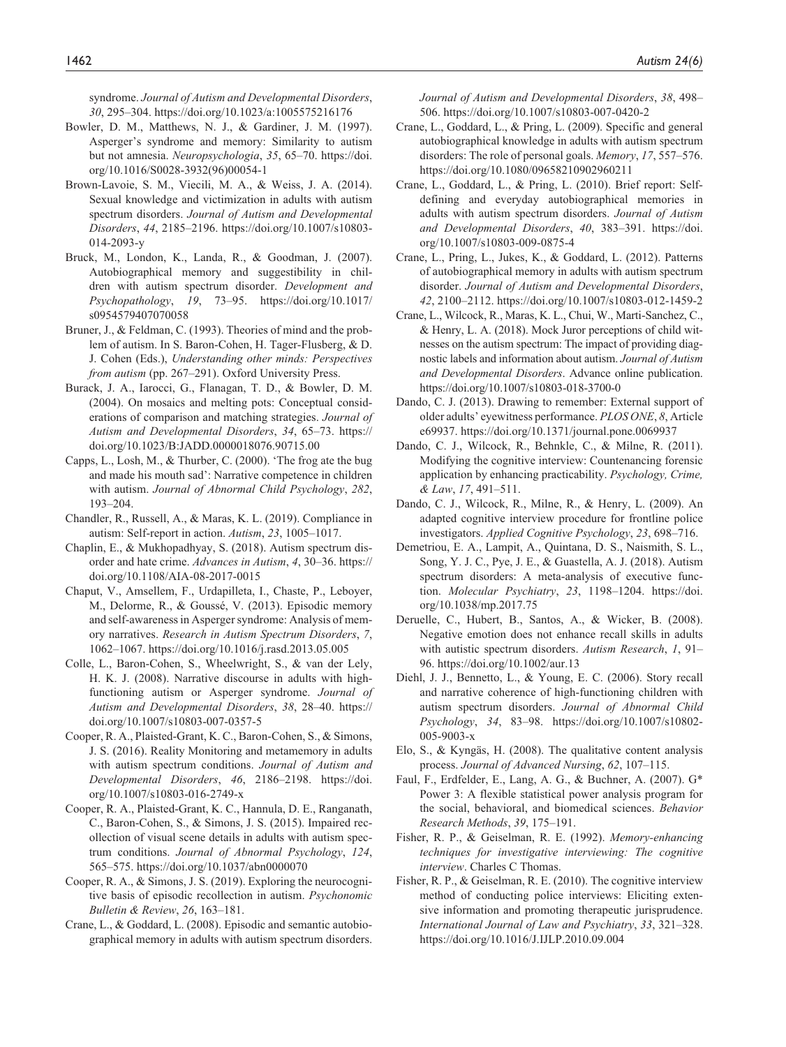syndrome. *Journal of Autism and Developmental Disorders*, *30*, 295–304. https://doi.org/10.1023/a:1005575216176

Bowler, D. M., Matthews, N. J., & Gardiner, J. M. (1997). Asperger's syndrome and memory: Similarity to autism but not amnesia. *Neuropsychologia*, *35*, 65–70. https://doi.org/10.1016/S0028-3932(96)00054-1

Brown-Lavoie, S. M., Viecili, M. A., & Weiss, J. A. (2014). Sexual knowledge and victimization in adults with autism spectrum disorders. *Journal of Autism and Developmental Disorders*, *44*, 2185–2196. https://doi.org/10.1007/s10803-014-2093-y

Bruck, M., London, K., Landa, R., & Goodman, J. (2007). Autobiographical memory and suggestibility in children with autism spectrum disorder. *Development and Psychopathology*, *19*, 73–95. https://doi.org/10.1017/s0954579407070058

Bruner, J., & Feldman, C. (1993). Theories of mind and the problem of autism. In S. Baron-Cohen, H. Tager-Flusberg, & D. J. Cohen (Eds.), *Understanding other minds: Perspectives from autism* (pp. 267–291). Oxford University Press.

Burack, J. A., Iarocci, G., Flanagan, T. D., & Bowler, D. M. (2004). On mosaics and melting pots: Conceptual considerations of comparison and matching strategies. *Journal of Autism and Developmental Disorders*, *34*, 65–73. https://doi.org/10.1023/B:JADD.0000018076.90715.00

Capps, L., Losh, M., & Thurber, C. (2000). 'The frog ate the bug and made his mouth sad': Narrative competence in children with autism. *Journal of Abnormal Child Psychology*, *282*, 193–204.

Chandler, R., Russell, A., & Maras, K. L. (2019). Compliance in autism: Self-report in action. *Autism*, *23*, 1005–1017.

Chaplin, E., & Mukhopadhyay, S. (2018). Autism spectrum disorder and hate crime. *Advances in Autism*, *4*, 30–36. https://doi.org/10.1108/AIA-08-2017-0015

Chaput, V., Amsellem, F., Urdapilleta, I., Chaste, P., Leboyer, M., Delorme, R., & Goussé, V. (2013). Episodic memory and self-awareness in Asperger syndrome: Analysis of memory narratives. *Research in Autism Spectrum Disorders*, *7*, 1062–1067. https://doi.org/10.1016/j.rasd.2013.05.005

Colle, L., Baron-Cohen, S., Wheelwright, S., & van der Lely, H. K. J. (2008). Narrative discourse in adults with high-functioning autism or Asperger syndrome. *Journal of Autism and Developmental Disorders*, *38*, 28–40. https://doi.org/10.1007/s10803-007-0357-5

Cooper, R. A., Plaisted-Grant, K. C., Baron-Cohen, S., & Simons, J. S. (2016). Reality Monitoring and metamemory in adults with autism spectrum conditions. *Journal of Autism and Developmental Disorders*, *46*, 2186–2198. https://doi.org/10.1007/s10803-016-2749-x

Cooper, R. A., Plaisted-Grant, K. C., Hannula, D. E., Ranganath, C., Baron-Cohen, S., & Simons, J. S. (2015). Impaired recollection of visual scene details in adults with autism spectrum conditions. *Journal of Abnormal Psychology*, *124*, 565–575. https://doi.org/10.1037/abn0000070

Cooper, R. A., & Simons, J. S. (2019). Exploring the neurocognitive basis of episodic recollection in autism. *Psychonomic Bulletin & Review*, *26*, 163–181.

Crane, L., & Goddard, L. (2008). Episodic and semantic autobiographical memory in adults with autism spectrum disorders. *Journal of Autism and Developmental Disorders*, *38*, 498–506. https://doi.org/10.1007/s10803-007-0420-2

Crane, L., Goddard, L., & Pring, L. (2009). Specific and general autobiographical knowledge in adults with autism spectrum disorders: The role of personal goals. *Memory*, *17*, 557–576. https://doi.org/10.1080/09658210902960211

Crane, L., Goddard, L., & Pring, L. (2010). Brief report: Self-defining and everyday autobiographical memories in adults with autism spectrum disorders. *Journal of Autism and Developmental Disorders*, *40*, 383–391. https://doi.org/10.1007/s10803-009-0875-4

Crane, L., Pring, L., Jukes, K., & Goddard, L. (2012). Patterns of autobiographical memory in adults with autism spectrum disorder. *Journal of Autism and Developmental Disorders*, *42*, 2100–2112. https://doi.org/10.1007/s10803-012-1459-2

Crane, L., Wilcock, R., Maras, K. L., Chui, W., Marti-Sanchez, C., & Henry, L. A. (2018). Mock Juror perceptions of child witnesses on the autism spectrum: The impact of providing diagnostic labels and information about autism. *Journal of Autism and Developmental Disorders*. Advance online publication. https://doi.org/10.1007/s10803-018-3700-0

Dando, C. J. (2013). Drawing to remember: External support of older adults' eyewitness performance. *PLOS ONE*, *8*, Article e69937. https://doi.org/10.1371/journal.pone.0069937

Dando, C. J., Wilcock, R., Behnkle, C., & Milne, R. (2011). Modifying the cognitive interview: Countenancing forensic application by enhancing practicability. *Psychology, Crime, & Law*, *17*, 491–511.

Dando, C. J., Wilcock, R., Milne, R., & Henry, L. (2009). An adapted cognitive interview procedure for frontline police investigators. *Applied Cognitive Psychology*, *23*, 698–716.

Demetriou, E. A., Lampit, A., Quintana, D. S., Naismith, S. L., Song, Y. J. C., Pye, J. E., & Guastella, A. J. (2018). Autism spectrum disorders: A meta-analysis of executive function. *Molecular Psychiatry*, *23*, 1198–1204. https://doi.org/10.1038/mp.2017.75

Deruelle, C., Hubert, B., Santos, A., & Wicker, B. (2008). Negative emotion does not enhance recall skills in adults with autistic spectrum disorders. *Autism Research*, *1*, 91–96. https://doi.org/10.1002/aur.13

Diehl, J. J., Bennetto, L., & Young, E. C. (2006). Story recall and narrative coherence of high-functioning children with autism spectrum disorders. *Journal of Abnormal Child Psychology*, *34*, 83–98. https://doi.org/10.1007/s10802-005-9003-x

Elo, S., & Kyngäs, H. (2008). The qualitative content analysis process. *Journal of Advanced Nursing*, *62*, 107–115.

Faul, F., Erdfelder, E., Lang, A. G., & Buchner, A. (2007). G* Power 3: A flexible statistical power analysis program for the social, behavioral, and biomedical sciences. *Behavior Research Methods*, *39*, 175–191.

Fisher, R. P., & Geiselman, R. E. (1992). *Memory-enhancing techniques for investigative interviewing: The cognitive interview*. Charles C Thomas.

Fisher, R. P., & Geiselman, R. E. (2010). The cognitive interview method of conducting police interviews: Eliciting extensive information and promoting therapeutic jurisprudence. *International Journal of Law and Psychiatry*, *33*, 321–328. https://doi.org/10.1016/J.IJLP.2010.09.004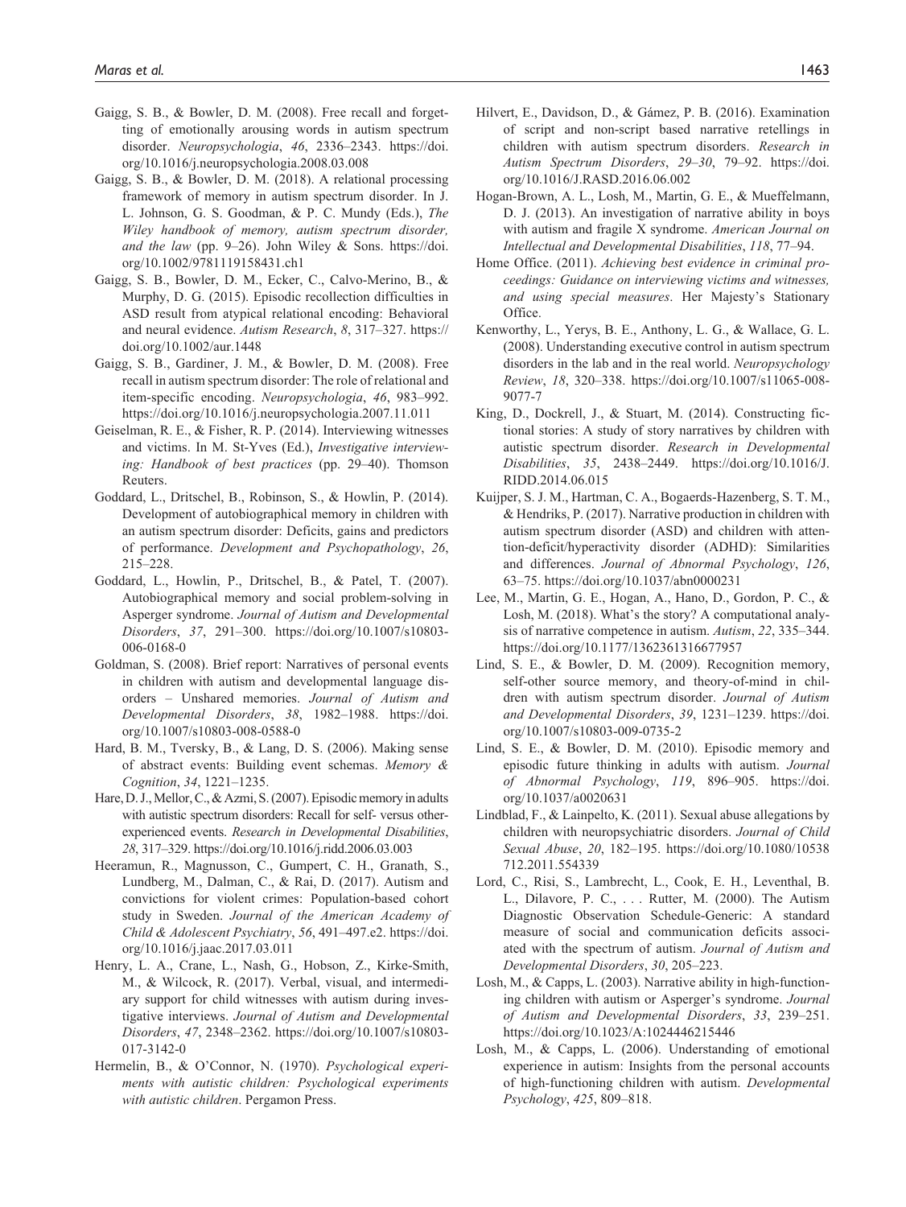Gaigg, S. B., & Bowler, D. M. (2008). Free recall and forgetting of emotionally arousing words in autism spectrum disorder. *Neuropsychologia*, *46*, 2336–2343. https://doi.org/10.1016/j.neuropsychologia.2008.03.008

Gaigg, S. B., & Bowler, D. M. (2018). A relational processing framework of memory in autism spectrum disorder. In J. L. Johnson, G. S. Goodman, & P. C. Mundy (Eds.), *The Wiley handbook of memory, autism spectrum disorder, and the law* (pp. 9–26). John Wiley & Sons. https://doi.org/10.1002/9781119158431.ch1

Gaigg, S. B., Bowler, D. M., Ecker, C., Calvo-Merino, B., & Murphy, D. G. (2015). Episodic recollection difficulties in ASD result from atypical relational encoding: Behavioral and neural evidence. *Autism Research*, *8*, 317–327. https://doi.org/10.1002/aur.1448

Gaigg, S. B., Gardiner, J. M., & Bowler, D. M. (2008). Free recall in autism spectrum disorder: The role of relational and item-specific encoding. *Neuropsychologia*, *46*, 983–992. https://doi.org/10.1016/j.neuropsychologia.2007.11.011

Geiselman, R. E., & Fisher, R. P. (2014). Interviewing witnesses and victims. In M. St-Yves (Ed.), *Investigative interviewing: Handbook of best practices* (pp. 29–40). Thomson Reuters.

Goddard, L., Dritschel, B., Robinson, S., & Howlin, P. (2014). Development of autobiographical memory in children with an autism spectrum disorder: Deficits, gains and predictors of performance. *Development and Psychopathology*, *26*, 215–228.

Goddard, L., Howlin, P., Dritschel, B., & Patel, T. (2007). Autobiographical memory and social problem-solving in Asperger syndrome. *Journal of Autism and Developmental Disorders*, *37*, 291–300. https://doi.org/10.1007/s10803-006-0168-0

Goldman, S. (2008). Brief report: Narratives of personal events in children with autism and developmental language disorders – Unshared memories. *Journal of Autism and Developmental Disorders*, *38*, 1982–1988. https://doi.org/10.1007/s10803-008-0588-0

Hard, B. M., Tversky, B., & Lang, D. S. (2006). Making sense of abstract events: Building event schemas. *Memory & Cognition*, *34*, 1221–1235.

Hare, D. J., Mellor, C., & Azmi, S. (2007). Episodic memory in adults with autistic spectrum disorders: Recall for self- versus other-experienced events. *Research in Developmental Disabilities*, *28*, 317–329. https://doi.org/10.1016/j.ridd.2006.03.003

Heeramun, R., Magnusson, C., Gumpert, C. H., Granath, S., Lundberg, M., Dalman, C., & Rai, D. (2017). Autism and convictions for violent crimes: Population-based cohort study in Sweden. *Journal of the American Academy of Child & Adolescent Psychiatry*, *56*, 491–497.e2. https://doi.org/10.1016/j.jaac.2017.03.011

Henry, L. A., Crane, L., Nash, G., Hobson, Z., Kirke-Smith, M., & Wilcock, R. (2017). Verbal, visual, and intermediary support for child witnesses with autism during investigative interviews. *Journal of Autism and Developmental Disorders*, *47*, 2348–2362. https://doi.org/10.1007/s10803-017-3142-0

Hermelin, B., & O'Connor, N. (1970). *Psychological experiments with autistic children: Psychological experiments with autistic children*. Pergamon Press.

Hilvert, E., Davidson, D., & Gámez, P. B. (2016). Examination of script and non-script based narrative retellings in children with autism spectrum disorders. *Research in Autism Spectrum Disorders*, *29–30*, 79–92. https://doi.org/10.1016/J.RASD.2016.06.002

Hogan-Brown, A. L., Losh, M., Martin, G. E., & Mueffelmann, D. J. (2013). An investigation of narrative ability in boys with autism and fragile X syndrome. *American Journal on Intellectual and Developmental Disabilities*, *118*, 77–94.

Home Office. (2011). *Achieving best evidence in criminal proceedings: Guidance on interviewing victims and witnesses, and using special measures*. Her Majesty's Stationary Office.

Kenworthy, L., Yerys, B. E., Anthony, L. G., & Wallace, G. L. (2008). Understanding executive control in autism spectrum disorders in the lab and in the real world. *Neuropsychology Review*, *18*, 320–338. https://doi.org/10.1007/s11065-008-9077-7

King, D., Dockrell, J., & Stuart, M. (2014). Constructing fictional stories: A study of story narratives by children with autistic spectrum disorder. *Research in Developmental Disabilities*, *35*, 2438–2449. https://doi.org/10.1016/J.RIDD.2014.06.015

Kuijper, S. J. M., Hartman, C. A., Bogaerds-Hazenberg, S. T. M., & Hendriks, P. (2017). Narrative production in children with autism spectrum disorder (ASD) and children with attention-deficit/hyperactivity disorder (ADHD): Similarities and differences. *Journal of Abnormal Psychology*, *126*, 63–75. https://doi.org/10.1037/abn0000231

Lee, M., Martin, G. E., Hogan, A., Hano, D., Gordon, P. C., & Losh, M. (2018). What's the story? A computational analysis of narrative competence in autism. *Autism*, *22*, 335–344. https://doi.org/10.1177/1362361316677957

Lind, S. E., & Bowler, D. M. (2009). Recognition memory, self-other source memory, and theory-of-mind in children with autism spectrum disorder. *Journal of Autism and Developmental Disorders*, *39*, 1231–1239. https://doi.org/10.1007/s10803-009-0735-2

Lind, S. E., & Bowler, D. M. (2010). Episodic memory and episodic future thinking in adults with autism. *Journal of Abnormal Psychology*, *119*, 896–905. https://doi.org/10.1037/a0020631

Lindblad, F., & Lainpelto, K. (2011). Sexual abuse allegations by children with neuropsychiatric disorders. *Journal of Child Sexual Abuse*, *20*, 182–195. https://doi.org/10.1080/10538712.2011.554339

Lord, C., Risi, S., Lambrecht, L., Cook, E. H., Leventhal, B. L., Dilavore, P. C., . . . Rutter, M. (2000). The Autism Diagnostic Observation Schedule-Generic: A standard measure of social and communication deficits associated with the spectrum of autism. *Journal of Autism and Developmental Disorders*, *30*, 205–223.

Losh, M., & Capps, L. (2003). Narrative ability in high-functioning children with autism or Asperger's syndrome. *Journal of Autism and Developmental Disorders*, *33*, 239–251. https://doi.org/10.1023/A:1024446215446

Losh, M., & Capps, L. (2006). Understanding of emotional experience in autism: Insights from the personal accounts of high-functioning children with autism. *Developmental Psychology*, *425*, 809–818.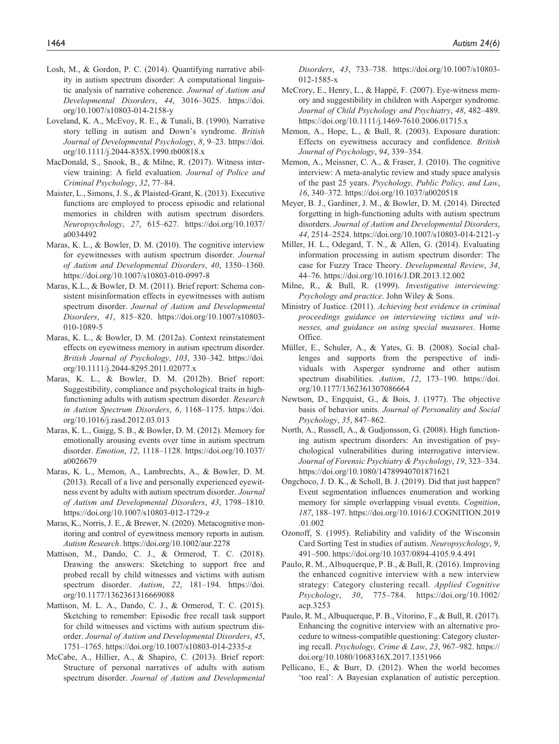Losh, M., & Gordon, P. C. (2014). Quantifying narrative ability in autism spectrum disorder: A computational linguistic analysis of narrative coherence. *Journal of Autism and Developmental Disorders*, *44*, 3016–3025. https://doi.org/10.1007/s10803-014-2158-y

Loveland, K. A., McEvoy, R. E., & Tunali, B. (1990). Narrative story telling in autism and Down's syndrome. *British Journal of Developmental Psychology*, *8*, 9–23. https://doi.org/10.1111/j.2044-835X.1990.tb00818.x

MacDonald, S., Snook, B., & Milne, R. (2017). Witness interview training: A field evaluation. *Journal of Police and Criminal Psychology*, *32*, 77–84.

Maister, L., Simons, J. S., & Plaisted-Grant, K. (2013). Executive functions are employed to process episodic and relational memories in children with autism spectrum disorders. *Neuropsychology*, *27*, 615–627. https://doi.org/10.1037/a0034492

Maras, K. L., & Bowler, D. M. (2010). The cognitive interview for eyewitnesses with autism spectrum disorder. *Journal of Autism and Developmental Disorders*, *40*, 1350–1360. https://doi.org/10.1007/s10803-010-0997-8

Maras, K.L., & Bowler, D. M. (2011). Brief report: Schema consistent misinformation effects in eyewitnesses with autism spectrum disorder. *Journal of Autism and Developmental Disorders*, *41*, 815–820. https://doi.org/10.1007/s10803-010-1089-5

Maras, K. L., & Bowler, D. M. (2012a). Context reinstatement effects on eyewitness memory in autism spectrum disorder. *British Journal of Psychology*, *103*, 330–342. https://doi.org/10.1111/j.2044-8295.2011.02077.x

Maras, K. L., & Bowler, D. M. (2012b). Brief report: Suggestibility, compliance and psychological traits in high-functioning adults with autism spectrum disorder. *Research in Autism Spectrum Disorders*, *6*, 1168–1175. https://doi.org/10.1016/j.rasd.2012.03.013

Maras, K. L., Gaigg, S. B., & Bowler, D. M. (2012). Memory for emotionally arousing events over time in autism spectrum disorder. *Emotion*, *12*, 1118–1128. https://doi.org/10.1037/a0026679

Maras, K. L., Memon, A., Lambrechts, A., & Bowler, D. M. (2013). Recall of a live and personally experienced eyewitness event by adults with autism spectrum disorder. *Journal of Autism and Developmental Disorders*, *43*, 1798–1810. https://doi.org/10.1007/s10803-012-1729-z

Maras, K., Norris, J. E., & Brewer, N. (2020). Metacognitive monitoring and control of eyewitness memory reports in autism. *Autism Research*. https://doi.org/10.1002/aur.2278

Mattison, M., Dando, C. J., & Ormerod, T. C. (2018). Drawing the answers: Sketching to support free and probed recall by child witnesses and victims with autism spectrum disorder. *Autism*, *22*, 181–194. https://doi.org/10.1177/1362361316669088

Mattison, M. L. A., Dando, C. J., & Ormerod, T. C. (2015). Sketching to remember: Episodic free recall task support for child witnesses and victims with autism spectrum disorder. *Journal of Autism and Developmental Disorders*, *45*, 1751–1765. https://doi.org/10.1007/s10803-014-2335-z

McCabe, A., Hillier, A., & Shapiro, C. (2013). Brief report: Structure of personal narratives of adults with autism spectrum disorder. *Journal of Autism and Developmental Disorders*, *43*, 733–738. https://doi.org/10.1007/s10803-012-1585-x

McCrory, E., Henry, L., & Happé, F. (2007). Eye-witness memory and suggestibility in children with Asperger syndrome. *Journal of Child Psychology and Psychiatry*, *48*, 482–489. https://doi.org/10.1111/j.1469-7610.2006.01715.x

Memon, A., Hope, L., & Bull, R. (2003). Exposure duration: Effects on eyewitness accuracy and confidence. *British Journal of Psychology*, *94*, 339–354.

Memon, A., Meissner, C. A., & Fraser, J. (2010). The cognitive interview: A meta-analytic review and study space analysis of the past 25 years. *Psychology, Public Policy, and Law*, *16*, 340–372. https://doi.org/10.1037/a0020518

Meyer, B. J., Gardiner, J. M., & Bowler, D. M. (2014). Directed forgetting in high-functioning adults with autism spectrum disorders. *Journal of Autism and Developmental Disorders*, *44*, 2514–2524. https://doi.org/10.1007/s10803-014-2121-y

Miller, H. L., Odegard, T. N., & Allen, G. (2014). Evaluating information processing in autism spectrum disorder: The case for Fuzzy Trace Theory. *Developmental Review*, *34*, 44–76. https://doi.org/10.1016/J.DR.2013.12.002

Milne, R., & Bull, R. (1999). *Investigative interviewing: Psychology and practice*. John Wiley & Sons.

Ministry of Justice. (2011). *Achieving best evidence in criminal proceedings guidance on interviewing victims and witnesses, and guidance on using special measures*. Home Office.

Müller, E., Schuler, A., & Yates, G. B. (2008). Social challenges and supports from the perspective of individuals with Asperger syndrome and other autism spectrum disabilities. *Autism*, *12*, 173–190. https://doi.org/10.1177/1362361307086664

Newtson, D., Engquist, G., & Bois, J. (1977). The objective basis of behavior units. *Journal of Personality and Social Psychology*, *35*, 847–862.

North, A., Russell, A., & Gudjonsson, G. (2008). High functioning autism spectrum disorders: An investigation of psychological vulnerabilities during interrogative interview. *Journal of Forensic Psychiatry & Psychology*, *19*, 323–334. https://doi.org/10.1080/14789940701871621

Ongchoco, J. D. K., & Scholl, B. J. (2019). Did that just happen? Event segmentation influences enumeration and working memory for simple overlapping visual events. *Cognition*, *187*, 188–197. https://doi.org/10.1016/J.COGNITION.2019.01.002

Ozonoff, S. (1995). Reliability and validity of the Wisconsin Card Sorting Test in studies of autism. *Neuropsychology*, *9*, 491–500. https://doi.org/10.1037/0894-4105.9.4.491

Paulo, R. M., Albuquerque, P. B., & Bull, R. (2016). Improving the enhanced cognitive interview with a new interview strategy: Category clustering recall. *Applied Cognitive Psychology*, *30*, 775–784. https://doi.org/10.1002/acp.3253

Paulo, R. M., Albuquerque, P. B., Vitorino, F., & Bull, R. (2017). Enhancing the cognitive interview with an alternative procedure to witness-compatible questioning: Category clustering recall. *Psychology, Crime & Law*, *23*, 967–982. https://doi.org/10.1080/1068316X.2017.1351966

Pellicano, E., & Burr, D. (2012). When the world becomes 'too real': A Bayesian explanation of autistic perception.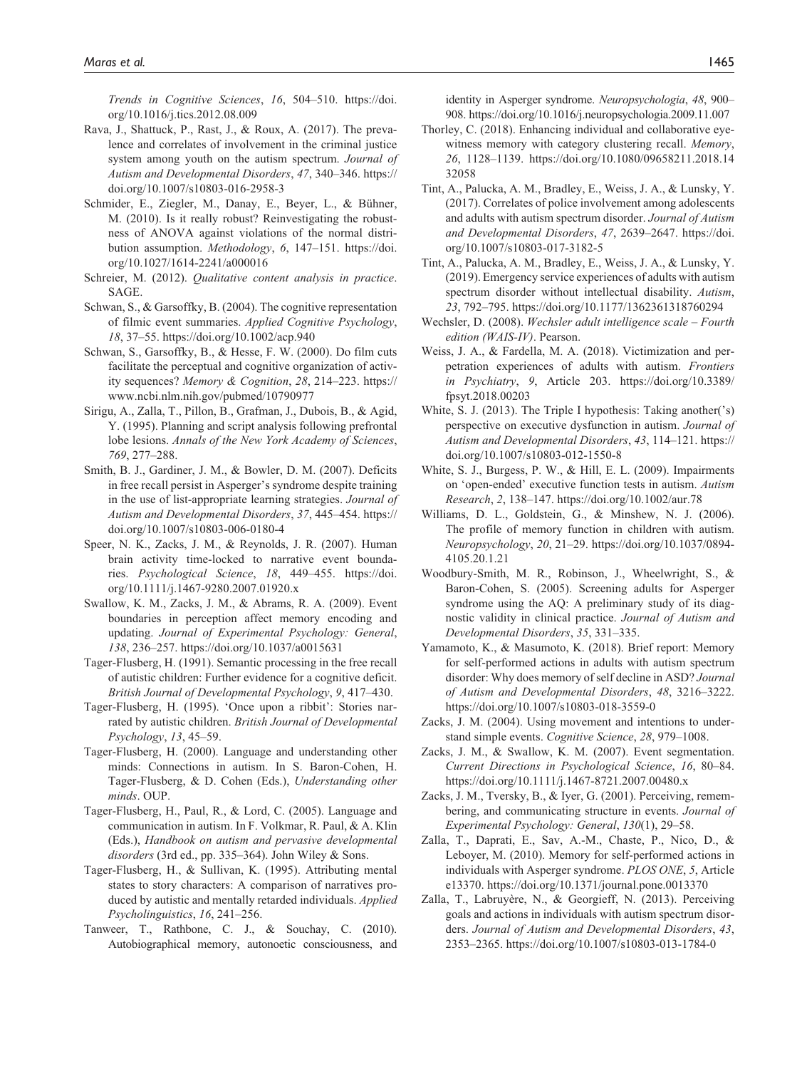*Trends in Cognitive Sciences*, *16*, 504–510. https://doi.org/10.1016/j.tics.2012.08.009

Rava, J., Shattuck, P., Rast, J., & Roux, A. (2017). The prevalence and correlates of involvement in the criminal justice system among youth on the autism spectrum. *Journal of Autism and Developmental Disorders*, *47*, 340–346. https://doi.org/10.1007/s10803-016-2958-3

Schmider, E., Ziegler, M., Danay, E., Beyer, L., & Bühner, M. (2010). Is it really robust? Reinvestigating the robustness of ANOVA against violations of the normal distribution assumption. *Methodology*, *6*, 147–151. https://doi.org/10.1027/1614-2241/a000016

Schreier, M. (2012). *Qualitative content analysis in practice*. SAGE.

Schwan, S., & Garsoffky, B. (2004). The cognitive representation of filmic event summaries. *Applied Cognitive Psychology*, *18*, 37–55. https://doi.org/10.1002/acp.940

Schwan, S., Garsoffky, B., & Hesse, F. W. (2000). Do film cuts facilitate the perceptual and cognitive organization of activity sequences? *Memory & Cognition*, *28*, 214–223. https://www.ncbi.nlm.nih.gov/pubmed/10790977

Sirigu, A., Zalla, T., Pillon, B., Grafman, J., Dubois, B., & Agid, Y. (1995). Planning and script analysis following prefrontal lobe lesions. *Annals of the New York Academy of Sciences*, *769*, 277–288.

Smith, B. J., Gardiner, J. M., & Bowler, D. M. (2007). Deficits in free recall persist in Asperger's syndrome despite training in the use of list-appropriate learning strategies. *Journal of Autism and Developmental Disorders*, *37*, 445–454. https://doi.org/10.1007/s10803-006-0180-4

Speer, N. K., Zacks, J. M., & Reynolds, J. R. (2007). Human brain activity time-locked to narrative event boundaries. *Psychological Science*, *18*, 449–455. https://doi.org/10.1111/j.1467-9280.2007.01920.x

Swallow, K. M., Zacks, J. M., & Abrams, R. A. (2009). Event boundaries in perception affect memory encoding and updating. *Journal of Experimental Psychology: General*, *138*, 236–257. https://doi.org/10.1037/a0015631

Tager-Flusberg, H. (1991). Semantic processing in the free recall of autistic children: Further evidence for a cognitive deficit. *British Journal of Developmental Psychology*, *9*, 417–430.

Tager-Flusberg, H. (1995). 'Once upon a ribbit': Stories narrated by autistic children. *British Journal of Developmental Psychology*, *13*, 45–59.

Tager-Flusberg, H. (2000). Language and understanding other minds: Connections in autism. In S. Baron-Cohen, H. Tager-Flusberg, & D. Cohen (Eds.), *Understanding other minds*. OUP.

Tager-Flusberg, H., Paul, R., & Lord, C. (2005). Language and communication in autism. In F. Volkmar, R. Paul, & A. Klin (Eds.), *Handbook on autism and pervasive developmental disorders* (3rd ed., pp. 335–364). John Wiley & Sons.

Tager-Flusberg, H., & Sullivan, K. (1995). Attributing mental states to story characters: A comparison of narratives produced by autistic and mentally retarded individuals. *Applied Psycholinguistics*, *16*, 241–256.

Tanweer, T., Rathbone, C. J., & Souchay, C. (2010). Autobiographical memory, autonoetic consciousness, and identity in Asperger syndrome. *Neuropsychologia*, *48*, 900–908. https://doi.org/10.1016/j.neuropsychologia.2009.11.007

Thorley, C. (2018). Enhancing individual and collaborative eyewitness memory with category clustering recall. *Memory*, *26*, 1128–1139. https://doi.org/10.1080/09658211.2018.1432058

Tint, A., Palucka, A. M., Bradley, E., Weiss, J. A., & Lunsky, Y. (2017). Correlates of police involvement among adolescents and adults with autism spectrum disorder. *Journal of Autism and Developmental Disorders*, *47*, 2639–2647. https://doi.org/10.1007/s10803-017-3182-5

Tint, A., Palucka, A. M., Bradley, E., Weiss, J. A., & Lunsky, Y. (2019). Emergency service experiences of adults with autism spectrum disorder without intellectual disability. *Autism*, *23*, 792–795. https://doi.org/10.1177/1362361318760294

Wechsler, D. (2008). *Wechsler adult intelligence scale – Fourth edition (WAIS-IV)*. Pearson.

Weiss, J. A., & Fardella, M. A. (2018). Victimization and perpetration experiences of adults with autism. *Frontiers in Psychiatry*, *9*, Article 203. https://doi.org/10.3389/fpsyt.2018.00203

White, S. J. (2013). The Triple I hypothesis: Taking another('s) perspective on executive dysfunction in autism. *Journal of Autism and Developmental Disorders*, *43*, 114–121. https://doi.org/10.1007/s10803-012-1550-8

White, S. J., Burgess, P. W., & Hill, E. L. (2009). Impairments on 'open-ended' executive function tests in autism. *Autism Research*, *2*, 138–147. https://doi.org/10.1002/aur.78

Williams, D. L., Goldstein, G., & Minshew, N. J. (2006). The profile of memory function in children with autism. *Neuropsychology*, *20*, 21–29. https://doi.org/10.1037/0894-4105.20.1.21

Woodbury-Smith, M. R., Robinson, J., Wheelwright, S., & Baron-Cohen, S. (2005). Screening adults for Asperger syndrome using the AQ: A preliminary study of its diagnostic validity in clinical practice. *Journal of Autism and Developmental Disorders*, *35*, 331–335.

Yamamoto, K., & Masumoto, K. (2018). Brief report: Memory for self-performed actions in adults with autism spectrum disorder: Why does memory of self decline in ASD? *Journal of Autism and Developmental Disorders*, *48*, 3216–3222. https://doi.org/10.1007/s10803-018-3559-0

Zacks, J. M. (2004). Using movement and intentions to understand simple events. *Cognitive Science*, *28*, 979–1008.

Zacks, J. M., & Swallow, K. M. (2007). Event segmentation. *Current Directions in Psychological Science*, *16*, 80–84. https://doi.org/10.1111/j.1467-8721.2007.00480.x

Zacks, J. M., Tversky, B., & Iyer, G. (2001). Perceiving, remembering, and communicating structure in events. *Journal of Experimental Psychology: General*, *130*(1), 29–58.

Zalla, T., Daprati, E., Sav, A.-M., Chaste, P., Nico, D., & Leboyer, M. (2010). Memory for self-performed actions in individuals with Asperger syndrome. *PLOS ONE*, *5*, Article e13370. https://doi.org/10.1371/journal.pone.0013370

Zalla, T., Labruyère, N., & Georgieff, N. (2013). Perceiving goals and actions in individuals with autism spectrum disorders. *Journal of Autism and Developmental Disorders*, *43*, 2353–2365. https://doi.org/10.1007/s10803-013-1784-0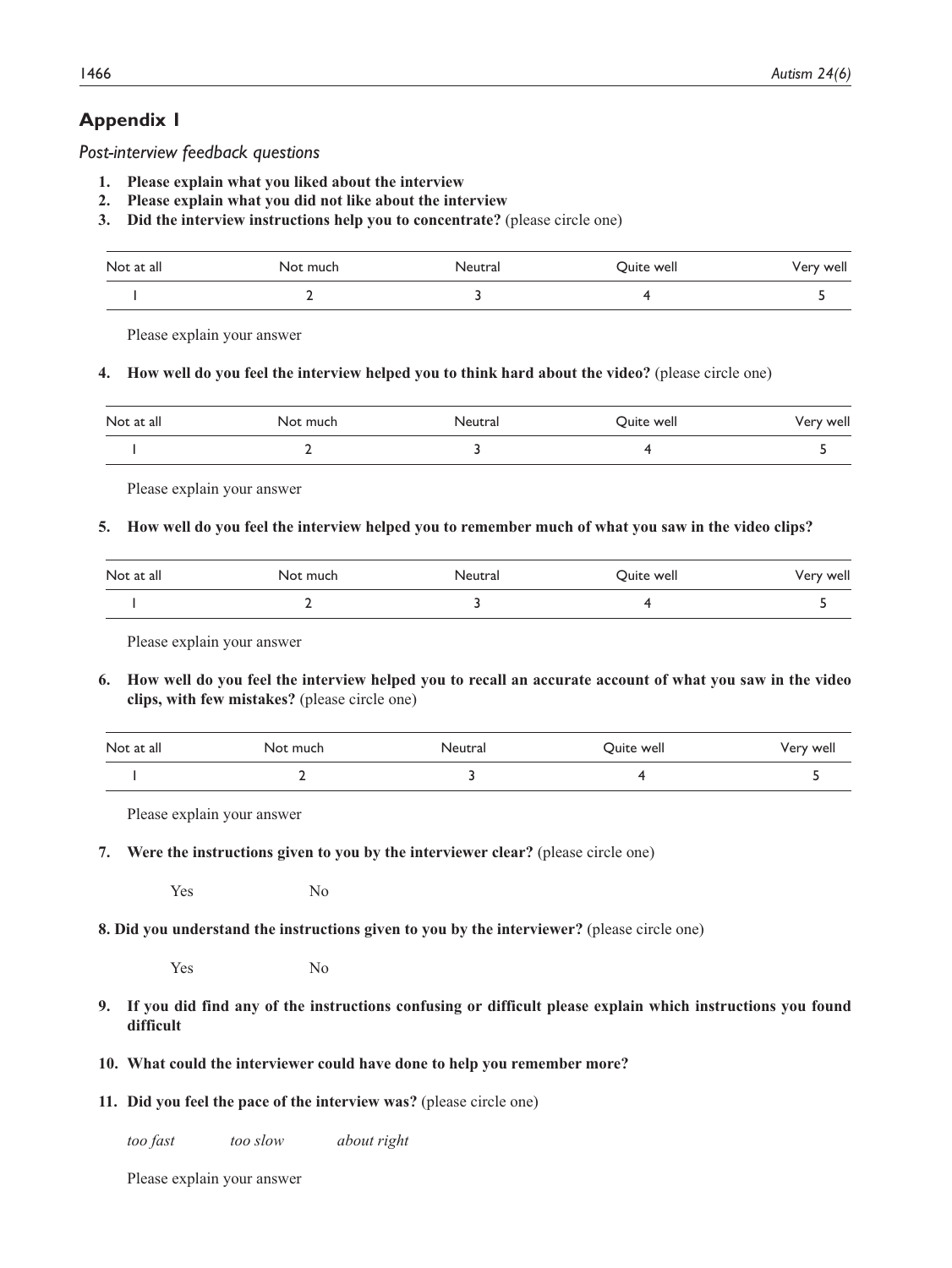## Appendix 1

*Post-interview feedback questions*

1. **Please explain what you liked about the interview**
2. **Please explain what you did not like about the interview**
3. **Did the interview instructions help you to concentrate?** (please circle one)

| Not at all | Not much | Neutral | Quite well | Very well |
|---|---|---|---|---|
| 1 | 2 | 3 | 4 | 5 |

   Please explain your answer

4. **How well do you feel the interview helped you to think hard about the video?** (please circle one)

| Not at all | Not much | Neutral | Quite well | Very well |
|---|---|---|---|---|
| 1 | 2 | 3 | 4 | 5 |

   Please explain your answer

5. **How well do you feel the interview helped you to remember much of what you saw in the video clips?**

| Not at all | Not much | Neutral | Quite well | Very well |
|---|---|---|---|---|
| 1 | 2 | 3 | 4 | 5 |

   Please explain your answer

6. **How well do you feel the interview helped you to recall an accurate account of what you saw in the video clips, with few mistakes?** (please circle one)

| Not at all | Not much | Neutral | Quite well | Very well |
|---|---|---|---|---|
| 1 | 2 | 3 | 4 | 5 |

   Please explain your answer

7. **Were the instructions given to you by the interviewer clear?** (please circle one)

   Yes No

8. **Did you understand the instructions given to you by the interviewer?** (please circle one)

   Yes No

9. **If you did find any of the instructions confusing or difficult please explain which instructions you found difficult**
10. **What could the interviewer could have done to help you remember more?**
11. **Did you feel the pace of the interview was?** (please circle one)

   *too fast* *too slow* *about right*

   Please explain your answer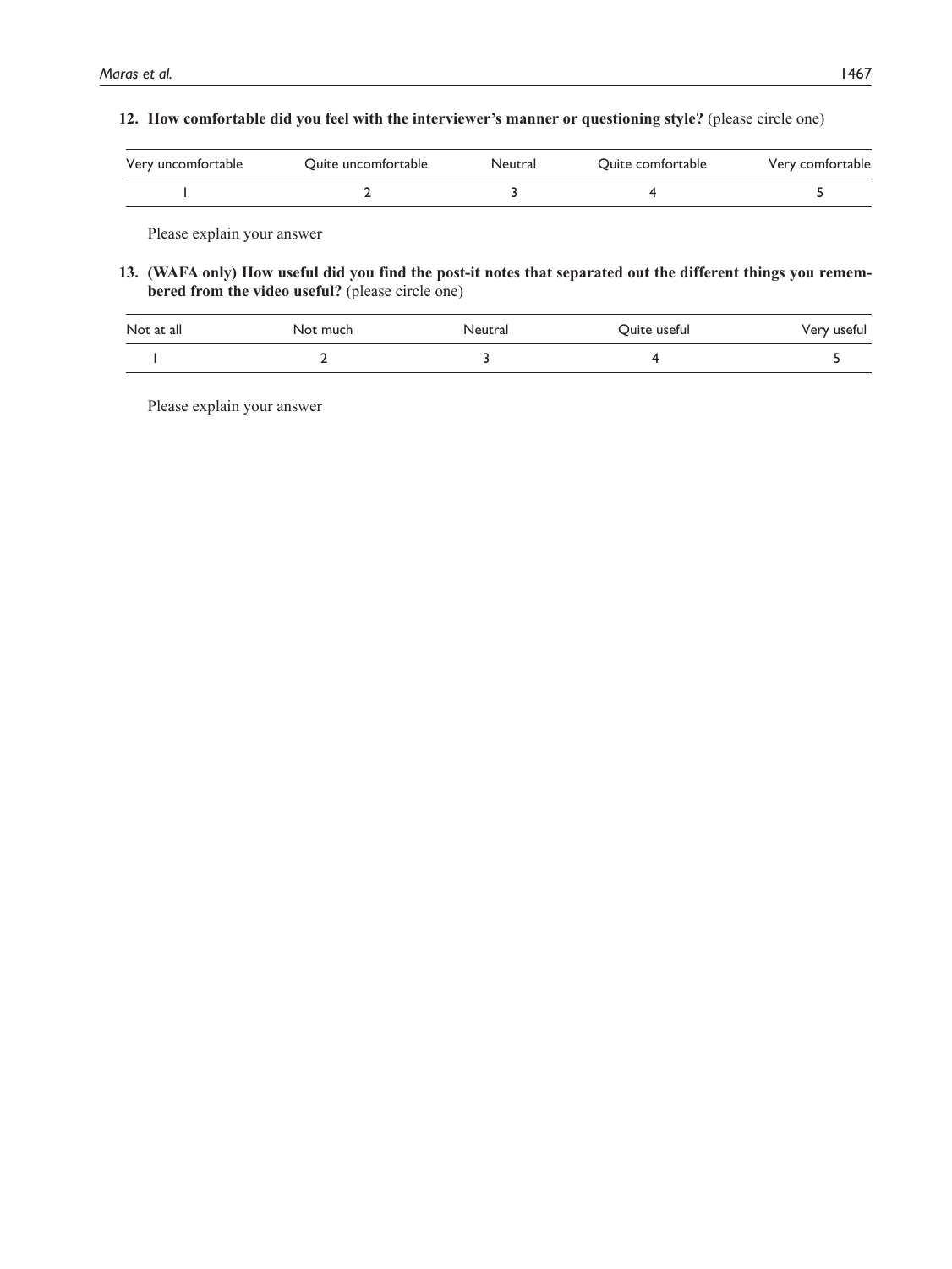**12. How comfortable did you feel with the interviewer's manner or questioning style?** (please circle one)

| Very uncomfortable | Quite uncomfortable | Neutral | Quite comfortable | Very comfortable |
| --- | --- | --- | --- | --- |
| 1 | 2 | 3 | 4 | 5 |

Please explain your answer

**13. (WAFA only) How useful did you find the post-it notes that separated out the different things you remembered from the video useful?** (please circle one)

| Not at all | Not much | Neutral | Quite useful | Very useful |
| --- | --- | --- | --- | --- |
| 1 | 2 | 3 | 4 | 5 |

Please explain your answer